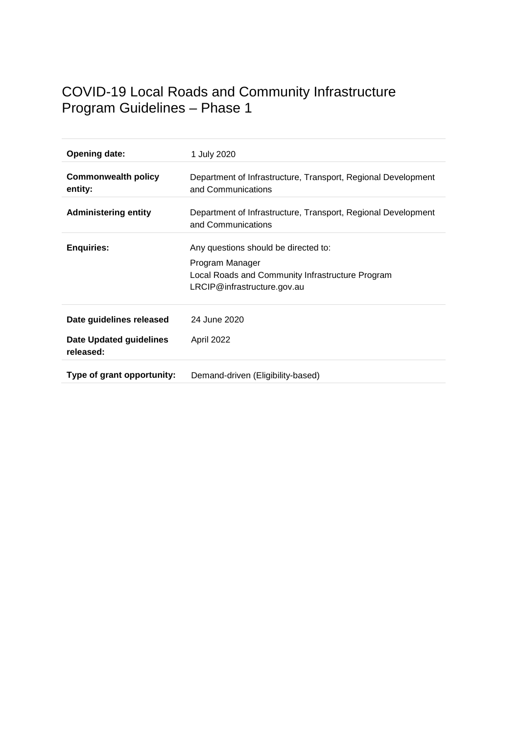# COVID-19 Local Roads and Community Infrastructure Program Guidelines – Phase 1

| | |
|---|---|
| **Opening date:** | 1 July 2020 |
| **Commonwealth policy entity:** | Department of Infrastructure, Transport, Regional Development and Communications |
| **Administering entity** | Department of Infrastructure, Transport, Regional Development and Communications |
| **Enquiries:** | Any questions should be directed to:<br>Program Manager<br>Local Roads and Community Infrastructure Program<br>LRCIP@infrastructure.gov.au |
| **Date guidelines released** | 24 June 2020 |
| **Date Updated guidelines released:** | April 2022 |
| **Type of grant opportunity:** | Demand-driven (Eligibility-based) |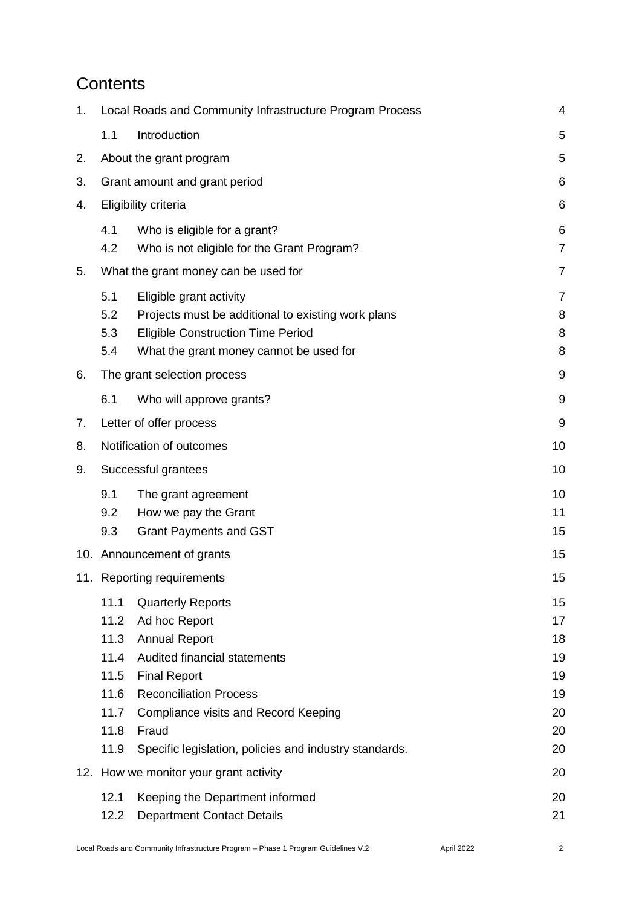# Contents

| | | |
|---|---|---|
| 1. | Local Roads and Community Infrastructure Program Process | 4 |
| 1.1 | Introduction | 5 |
| 2. | About the grant program | 5 |
| 3. | Grant amount and grant period | 6 |
| 4. | Eligibility criteria | 6 |
| 4.1 | Who is eligible for a grant? | 6 |
| 4.2 | Who is not eligible for the Grant Program? | 7 |
| 5. | What the grant money can be used for | 7 |
| 5.1 | Eligible grant activity | 7 |
| 5.2 | Projects must be additional to existing work plans | 8 |
| 5.3 | Eligible Construction Time Period | 8 |
| 5.4 | What the grant money cannot be used for | 8 |
| 6. | The grant selection process | 9 |
| 6.1 | Who will approve grants? | 9 |
| 7. | Letter of offer process | 9 |
| 8. | Notification of outcomes | 10 |
| 9. | Successful grantees | 10 |
| 9.1 | The grant agreement | 10 |
| 9.2 | How we pay the Grant | 11 |
| 9.3 | Grant Payments and GST | 15 |
| 10. | Announcement of grants | 15 |
| 11. | Reporting requirements | 15 |
| 11.1 | Quarterly Reports | 15 |
| 11.2 | Ad hoc Report | 17 |
| 11.3 | Annual Report | 18 |
| 11.4 | Audited financial statements | 19 |
| 11.5 | Final Report | 19 |
| 11.6 | Reconciliation Process | 19 |
| 11.7 | Compliance visits and Record Keeping | 20 |
| 11.8 | Fraud | 20 |
| 11.9 | Specific legislation, policies and industry standards. | 20 |
| 12. | How we monitor your grant activity | 20 |
| 12.1 | Keeping the Department informed | 20 |
| 12.2 | Department Contact Details | 21 |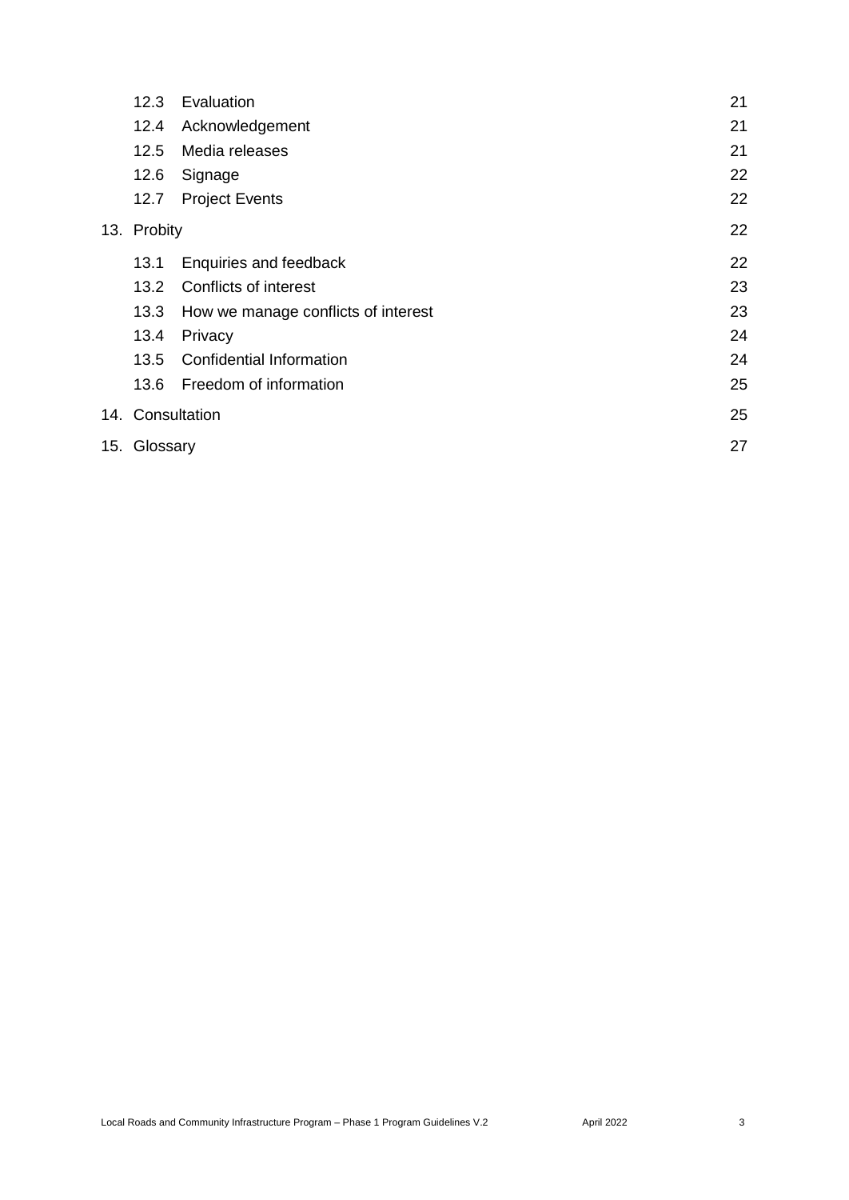| | | |
|---|---|---|
| 12.3 | Evaluation | 21 |
| 12.4 | Acknowledgement | 21 |
| 12.5 | Media releases | 21 |
| 12.6 | Signage | 22 |
| 12.7 | Project Events | 22 |
| 13. | Probity | 22 |
| 13.1 | Enquiries and feedback | 22 |
| 13.2 | Conflicts of interest | 23 |
| 13.3 | How we manage conflicts of interest | 23 |
| 13.4 | Privacy | 24 |
| 13.5 | Confidential Information | 24 |
| 13.6 | Freedom of information | 25 |
| 14. | Consultation | 25 |
| 15. | Glossary | 27 |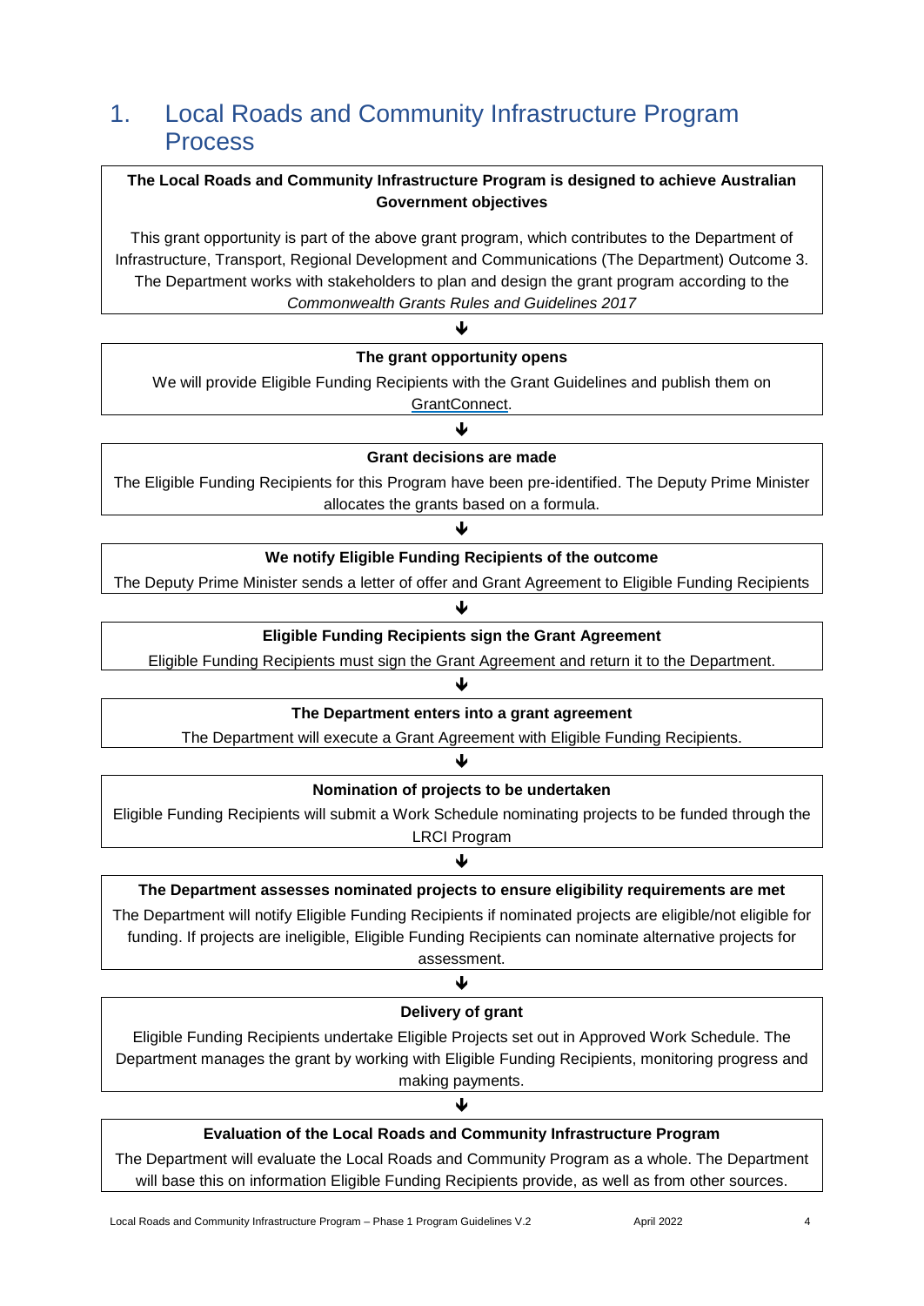# 1. Local Roads and Community Infrastructure Program Process

**The Local Roads and Community Infrastructure Program is designed to achieve Australian Government objectives**

This grant opportunity is part of the above grant program, which contributes to the Department of Infrastructure, Transport, Regional Development and Communications (The Department) Outcome 3. The Department works with stakeholders to plan and design the grant program according to the *Commonwealth Grants Rules and Guidelines 2017*

↓

**The grant opportunity opens**

We will provide Eligible Funding Recipients with the Grant Guidelines and publish them on GrantConnect.

↓

**Grant decisions are made**

The Eligible Funding Recipients for this Program have been pre-identified. The Deputy Prime Minister allocates the grants based on a formula.

↓

**We notify Eligible Funding Recipients of the outcome**

The Deputy Prime Minister sends a letter of offer and Grant Agreement to Eligible Funding Recipients

↓

**Eligible Funding Recipients sign the Grant Agreement**

Eligible Funding Recipients must sign the Grant Agreement and return it to the Department.

↓

**The Department enters into a grant agreement**

The Department will execute a Grant Agreement with Eligible Funding Recipients.

↓

**Nomination of projects to be undertaken**

Eligible Funding Recipients will submit a Work Schedule nominating projects to be funded through the LRCI Program

↓

**The Department assesses nominated projects to ensure eligibility requirements are met**

The Department will notify Eligible Funding Recipients if nominated projects are eligible/not eligible for funding. If projects are ineligible, Eligible Funding Recipients can nominate alternative projects for assessment.

↓

**Delivery of grant**

Eligible Funding Recipients undertake Eligible Projects set out in Approved Work Schedule. The Department manages the grant by working with Eligible Funding Recipients, monitoring progress and making payments.

↓

**Evaluation of the Local Roads and Community Infrastructure Program**

The Department will evaluate the Local Roads and Community Program as a whole. The Department will base this on information Eligible Funding Recipients provide, as well as from other sources.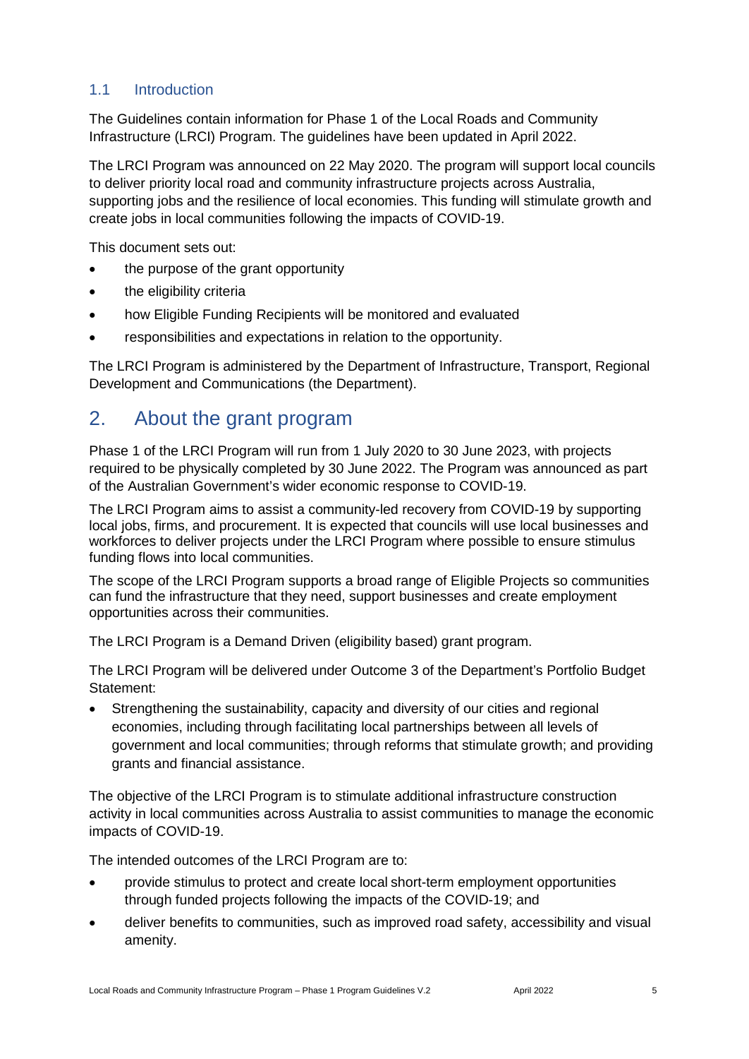### 1.1 Introduction

The Guidelines contain information for Phase 1 of the Local Roads and Community Infrastructure (LRCI) Program. The guidelines have been updated in April 2022.

The LRCI Program was announced on 22 May 2020. The program will support local councils to deliver priority local road and community infrastructure projects across Australia, supporting jobs and the resilience of local economies. This funding will stimulate growth and create jobs in local communities following the impacts of COVID-19.

This document sets out:

- the purpose of the grant opportunity
- the eligibility criteria
- how Eligible Funding Recipients will be monitored and evaluated
- responsibilities and expectations in relation to the opportunity.

The LRCI Program is administered by the Department of Infrastructure, Transport, Regional Development and Communications (the Department).

## 2. About the grant program

Phase 1 of the LRCI Program will run from 1 July 2020 to 30 June 2023, with projects required to be physically completed by 30 June 2022. The Program was announced as part of the Australian Government's wider economic response to COVID-19.

The LRCI Program aims to assist a community-led recovery from COVID-19 by supporting local jobs, firms, and procurement. It is expected that councils will use local businesses and workforces to deliver projects under the LRCI Program where possible to ensure stimulus funding flows into local communities.

The scope of the LRCI Program supports a broad range of Eligible Projects so communities can fund the infrastructure that they need, support businesses and create employment opportunities across their communities.

The LRCI Program is a Demand Driven (eligibility based) grant program.

The LRCI Program will be delivered under Outcome 3 of the Department's Portfolio Budget Statement:

- Strengthening the sustainability, capacity and diversity of our cities and regional economies, including through facilitating local partnerships between all levels of government and local communities; through reforms that stimulate growth; and providing grants and financial assistance.

The objective of the LRCI Program is to stimulate additional infrastructure construction activity in local communities across Australia to assist communities to manage the economic impacts of COVID-19.

The intended outcomes of the LRCI Program are to:

- provide stimulus to protect and create local short-term employment opportunities through funded projects following the impacts of the COVID-19; and
- deliver benefits to communities, such as improved road safety, accessibility and visual amenity.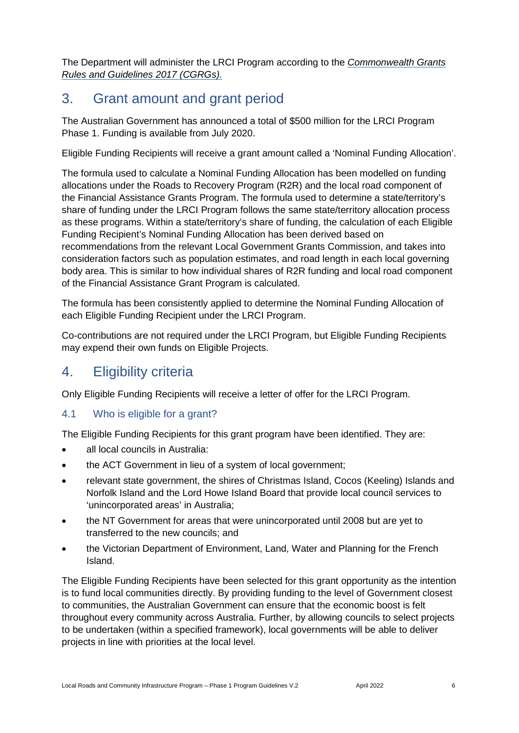The Department will administer the LRCI Program according to the *Commonwealth Grants Rules and Guidelines 2017 (CGRGs).*

## 3. Grant amount and grant period

The Australian Government has announced a total of $500 million for the LRCI Program Phase 1. Funding is available from July 2020.

Eligible Funding Recipients will receive a grant amount called a 'Nominal Funding Allocation'.

The formula used to calculate a Nominal Funding Allocation has been modelled on funding allocations under the Roads to Recovery Program (R2R) and the local road component of the Financial Assistance Grants Program. The formula used to determine a state/territory's share of funding under the LRCI Program follows the same state/territory allocation process as these programs. Within a state/territory's share of funding, the calculation of each Eligible Funding Recipient's Nominal Funding Allocation has been derived based on recommendations from the relevant Local Government Grants Commission, and takes into consideration factors such as population estimates, and road length in each local governing body area. This is similar to how individual shares of R2R funding and local road component of the Financial Assistance Grant Program is calculated.

The formula has been consistently applied to determine the Nominal Funding Allocation of each Eligible Funding Recipient under the LRCI Program.

Co-contributions are not required under the LRCI Program, but Eligible Funding Recipients may expend their own funds on Eligible Projects.

## 4. Eligibility criteria

Only Eligible Funding Recipients will receive a letter of offer for the LRCI Program.

### 4.1 Who is eligible for a grant?

The Eligible Funding Recipients for this grant program have been identified. They are:

- all local councils in Australia:
- the ACT Government in lieu of a system of local government;
- relevant state government, the shires of Christmas Island, Cocos (Keeling) Islands and Norfolk Island and the Lord Howe Island Board that provide local council services to 'unincorporated areas' in Australia;
- the NT Government for areas that were unincorporated until 2008 but are yet to transferred to the new councils; and
- the Victorian Department of Environment, Land, Water and Planning for the French Island.

The Eligible Funding Recipients have been selected for this grant opportunity as the intention is to fund local communities directly. By providing funding to the level of Government closest to communities, the Australian Government can ensure that the economic boost is felt throughout every community across Australia. Further, by allowing councils to select projects to be undertaken (within a specified framework), local governments will be able to deliver projects in line with priorities at the local level.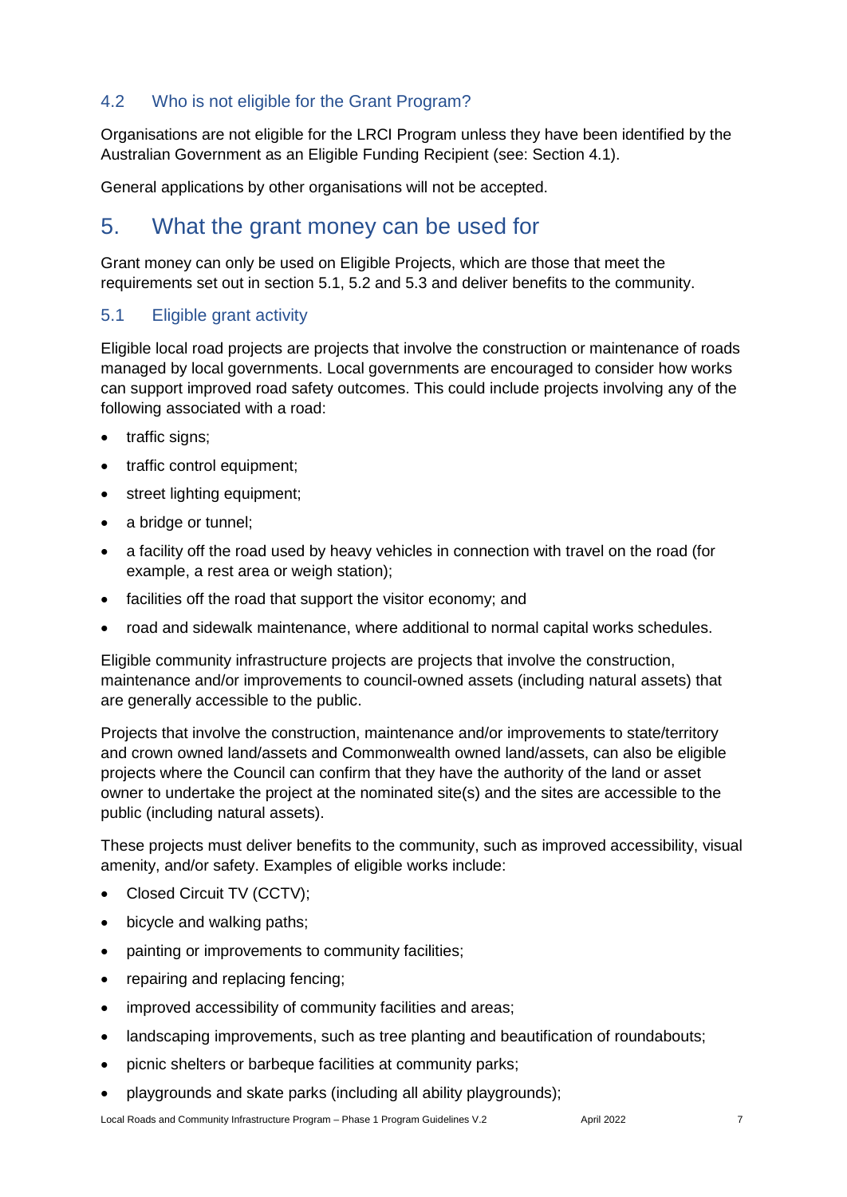### 4.2 Who is not eligible for the Grant Program?

Organisations are not eligible for the LRCI Program unless they have been identified by the Australian Government as an Eligible Funding Recipient (see: Section 4.1).

General applications by other organisations will not be accepted.

## 5. What the grant money can be used for

Grant money can only be used on Eligible Projects, which are those that meet the requirements set out in section 5.1, 5.2 and 5.3 and deliver benefits to the community.

### 5.1 Eligible grant activity

Eligible local road projects are projects that involve the construction or maintenance of roads managed by local governments. Local governments are encouraged to consider how works can support improved road safety outcomes. This could include projects involving any of the following associated with a road:

- traffic signs;
- traffic control equipment;
- street lighting equipment;
- a bridge or tunnel;
- a facility off the road used by heavy vehicles in connection with travel on the road (for example, a rest area or weigh station);
- facilities off the road that support the visitor economy; and
- road and sidewalk maintenance, where additional to normal capital works schedules.

Eligible community infrastructure projects are projects that involve the construction, maintenance and/or improvements to council-owned assets (including natural assets) that are generally accessible to the public.

Projects that involve the construction, maintenance and/or improvements to state/territory and crown owned land/assets and Commonwealth owned land/assets, can also be eligible projects where the Council can confirm that they have the authority of the land or asset owner to undertake the project at the nominated site(s) and the sites are accessible to the public (including natural assets).

These projects must deliver benefits to the community, such as improved accessibility, visual amenity, and/or safety. Examples of eligible works include:

- Closed Circuit TV (CCTV);
- bicycle and walking paths;
- painting or improvements to community facilities;
- repairing and replacing fencing;
- improved accessibility of community facilities and areas;
- landscaping improvements, such as tree planting and beautification of roundabouts;
- picnic shelters or barbeque facilities at community parks;
- playgrounds and skate parks (including all ability playgrounds);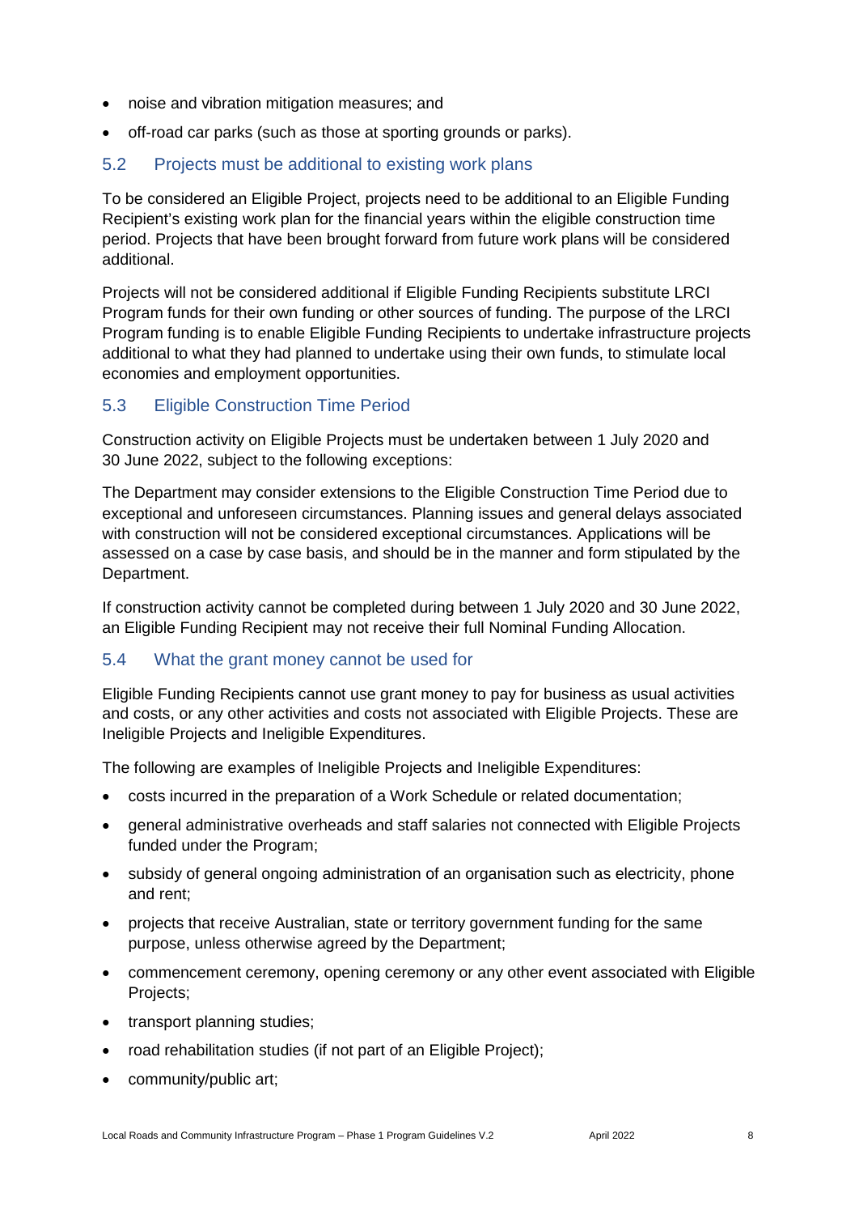- noise and vibration mitigation measures; and
- off-road car parks (such as those at sporting grounds or parks).

## 5.2 Projects must be additional to existing work plans

To be considered an Eligible Project, projects need to be additional to an Eligible Funding Recipient's existing work plan for the financial years within the eligible construction time period. Projects that have been brought forward from future work plans will be considered additional.

Projects will not be considered additional if Eligible Funding Recipients substitute LRCI Program funds for their own funding or other sources of funding. The purpose of the LRCI Program funding is to enable Eligible Funding Recipients to undertake infrastructure projects additional to what they had planned to undertake using their own funds, to stimulate local economies and employment opportunities.

## 5.3 Eligible Construction Time Period

Construction activity on Eligible Projects must be undertaken between 1 July 2020 and 30 June 2022, subject to the following exceptions:

The Department may consider extensions to the Eligible Construction Time Period due to exceptional and unforeseen circumstances. Planning issues and general delays associated with construction will not be considered exceptional circumstances. Applications will be assessed on a case by case basis, and should be in the manner and form stipulated by the Department.

If construction activity cannot be completed during between 1 July 2020 and 30 June 2022, an Eligible Funding Recipient may not receive their full Nominal Funding Allocation.

## 5.4 What the grant money cannot be used for

Eligible Funding Recipients cannot use grant money to pay for business as usual activities and costs, or any other activities and costs not associated with Eligible Projects. These are Ineligible Projects and Ineligible Expenditures.

The following are examples of Ineligible Projects and Ineligible Expenditures:

- costs incurred in the preparation of a Work Schedule or related documentation;
- general administrative overheads and staff salaries not connected with Eligible Projects funded under the Program;
- subsidy of general ongoing administration of an organisation such as electricity, phone and rent;
- projects that receive Australian, state or territory government funding for the same purpose, unless otherwise agreed by the Department;
- commencement ceremony, opening ceremony or any other event associated with Eligible Projects;
- transport planning studies;
- road rehabilitation studies (if not part of an Eligible Project);
- community/public art;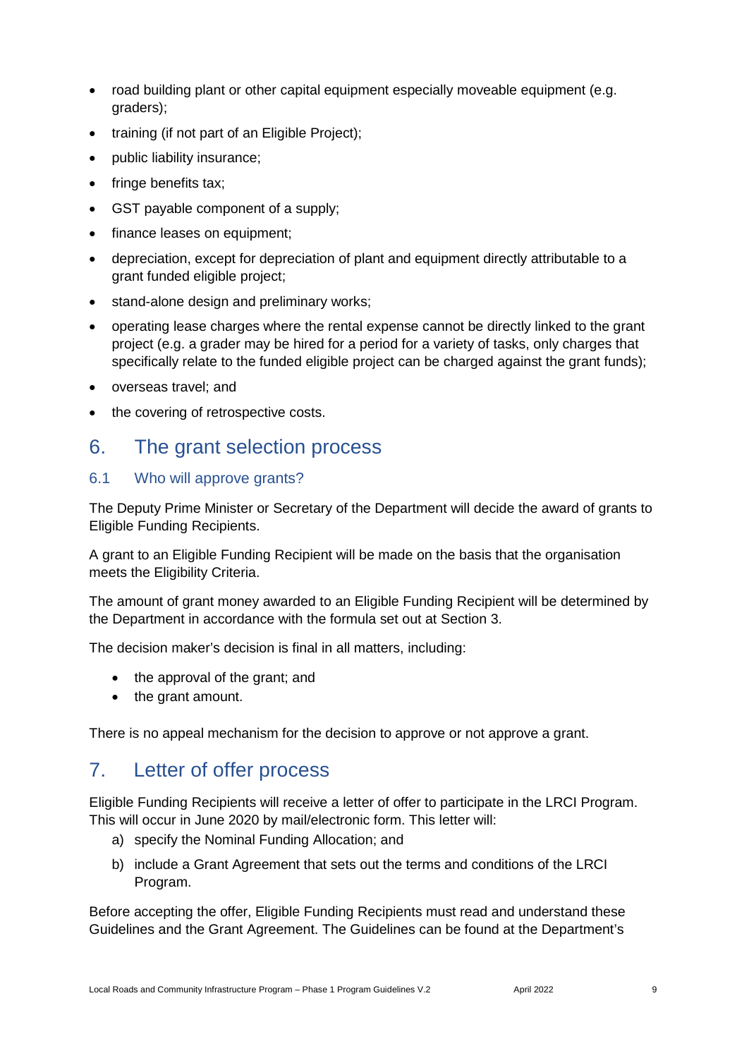- road building plant or other capital equipment especially moveable equipment (e.g. graders);
- training (if not part of an Eligible Project);
- public liability insurance;
- fringe benefits tax;
- GST payable component of a supply;
- finance leases on equipment;
- depreciation, except for depreciation of plant and equipment directly attributable to a grant funded eligible project;
- stand-alone design and preliminary works;
- operating lease charges where the rental expense cannot be directly linked to the grant project (e.g. a grader may be hired for a period for a variety of tasks, only charges that specifically relate to the funded eligible project can be charged against the grant funds);
- overseas travel; and
- the covering of retrospective costs.

# 6. The grant selection process

## 6.1 Who will approve grants?

The Deputy Prime Minister or Secretary of the Department will decide the award of grants to Eligible Funding Recipients.

A grant to an Eligible Funding Recipient will be made on the basis that the organisation meets the Eligibility Criteria.

The amount of grant money awarded to an Eligible Funding Recipient will be determined by the Department in accordance with the formula set out at Section 3.

The decision maker's decision is final in all matters, including:

- the approval of the grant; and
- the grant amount.

There is no appeal mechanism for the decision to approve or not approve a grant.

# 7. Letter of offer process

Eligible Funding Recipients will receive a letter of offer to participate in the LRCI Program. This will occur in June 2020 by mail/electronic form. This letter will:

a) specify the Nominal Funding Allocation; and

b) include a Grant Agreement that sets out the terms and conditions of the LRCI Program.

Before accepting the offer, Eligible Funding Recipients must read and understand these Guidelines and the Grant Agreement. The Guidelines can be found at the Department's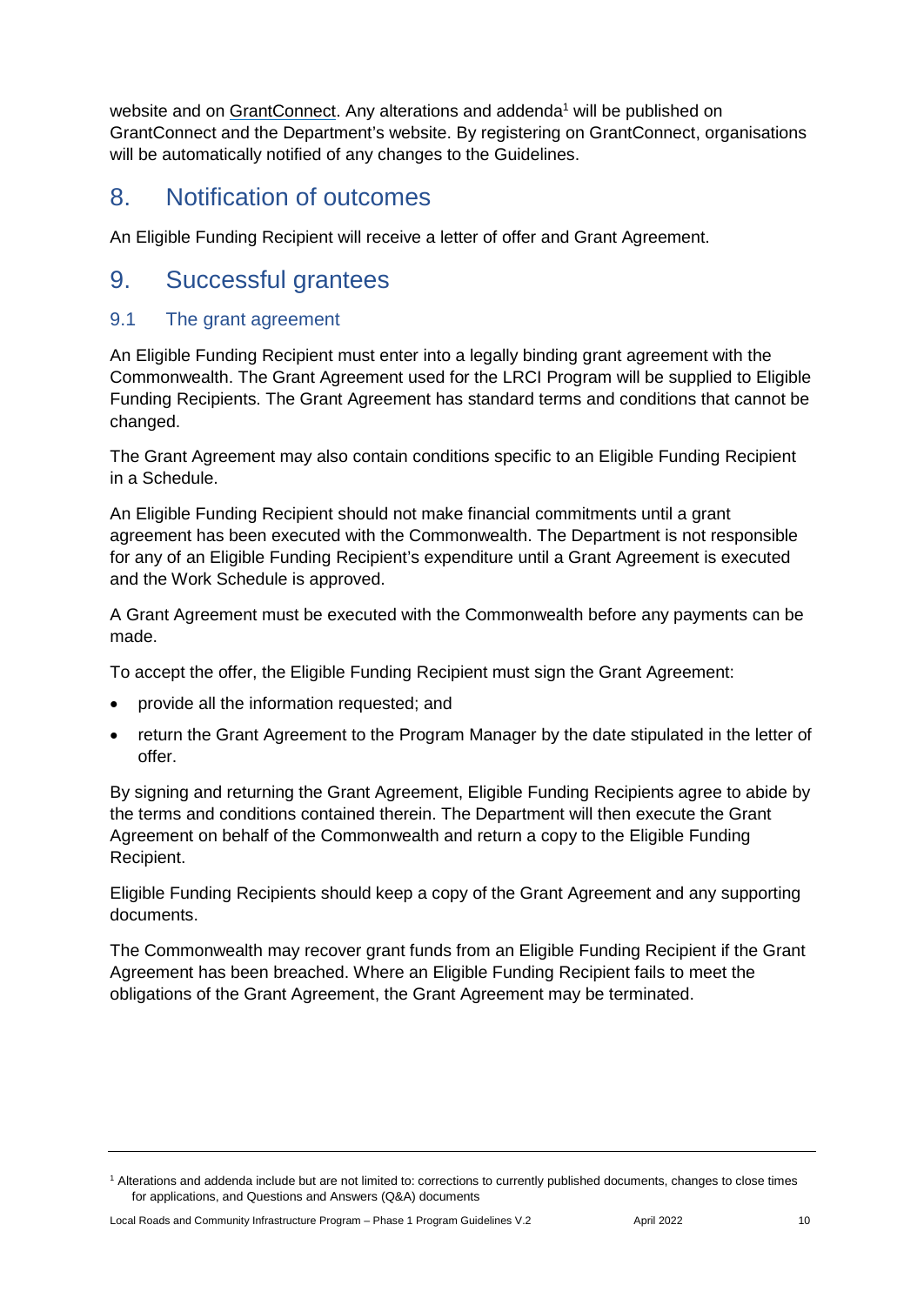website and on GrantConnect. Any alterations and addenda[1] will be published on GrantConnect and the Department's website. By registering on GrantConnect, organisations will be automatically notified of any changes to the Guidelines.

## 8. Notification of outcomes

An Eligible Funding Recipient will receive a letter of offer and Grant Agreement.

## 9. Successful grantees

### 9.1 The grant agreement

An Eligible Funding Recipient must enter into a legally binding grant agreement with the Commonwealth. The Grant Agreement used for the LRCI Program will be supplied to Eligible Funding Recipients. The Grant Agreement has standard terms and conditions that cannot be changed.

The Grant Agreement may also contain conditions specific to an Eligible Funding Recipient in a Schedule.

An Eligible Funding Recipient should not make financial commitments until a grant agreement has been executed with the Commonwealth. The Department is not responsible for any of an Eligible Funding Recipient's expenditure until a Grant Agreement is executed and the Work Schedule is approved.

A Grant Agreement must be executed with the Commonwealth before any payments can be made.

To accept the offer, the Eligible Funding Recipient must sign the Grant Agreement:

- provide all the information requested; and
- return the Grant Agreement to the Program Manager by the date stipulated in the letter of offer.

By signing and returning the Grant Agreement, Eligible Funding Recipients agree to abide by the terms and conditions contained therein. The Department will then execute the Grant Agreement on behalf of the Commonwealth and return a copy to the Eligible Funding Recipient.

Eligible Funding Recipients should keep a copy of the Grant Agreement and any supporting documents.

The Commonwealth may recover grant funds from an Eligible Funding Recipient if the Grant Agreement has been breached. Where an Eligible Funding Recipient fails to meet the obligations of the Grant Agreement, the Grant Agreement may be terminated.

---

[1] Alterations and addenda include but are not limited to: corrections to currently published documents, changes to close times for applications, and Questions and Answers (Q&A) documents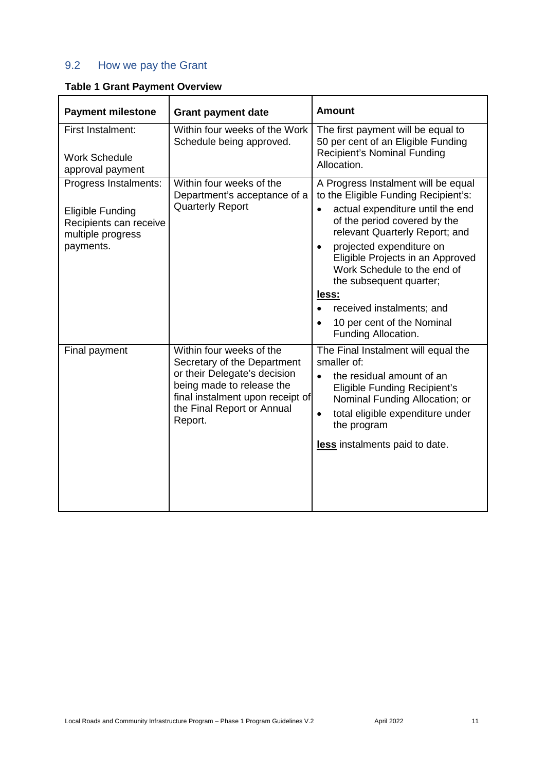## 9.2 How we pay the Grant

**Table 1 Grant Payment Overview**

| Payment milestone | Grant payment date | Amount |
|---|---|---|
| First Instalment:<br><br>Work Schedule approval payment | Within four weeks of the Work Schedule being approved. | The first payment will be equal to 50 per cent of an Eligible Funding Recipient's Nominal Funding Allocation. |
| Progress Instalments:<br><br>Eligible Funding Recipients can receive multiple progress payments. | Within four weeks of the Department's acceptance of a Quarterly Report | A Progress Instalment will be equal to the Eligible Funding Recipient's:<br>• actual expenditure until the end of the period covered by the relevant Quarterly Report; and<br>• projected expenditure on Eligible Projects in an Approved Work Schedule to the end of the subsequent quarter;<br>**less:**<br>• received instalments; and<br>• 10 per cent of the Nominal Funding Allocation. |
| Final payment | Within four weeks of the Secretary of the Department or their Delegate's decision being made to release the final instalment upon receipt of the Final Report or Annual Report. | The Final Instalment will equal the smaller of:<br>• the residual amount of an Eligible Funding Recipient's Nominal Funding Allocation; or<br>• total eligible expenditure under the program<br><br>**less** instalments paid to date. |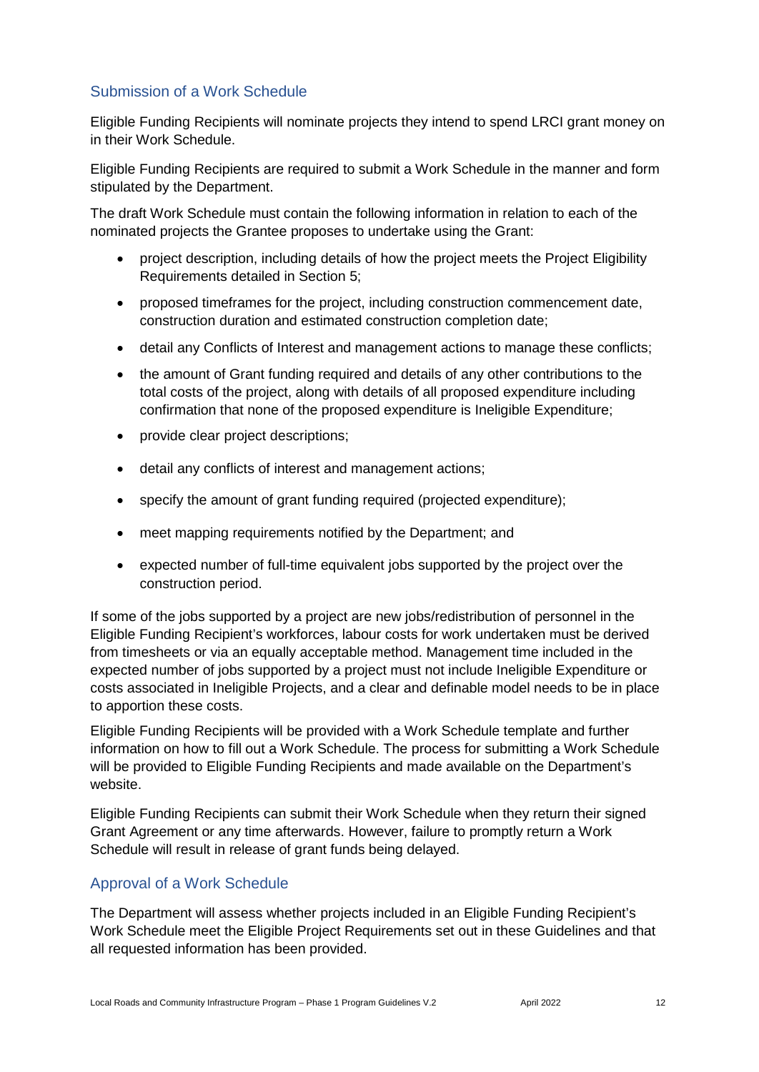## Submission of a Work Schedule

Eligible Funding Recipients will nominate projects they intend to spend LRCI grant money on in their Work Schedule.

Eligible Funding Recipients are required to submit a Work Schedule in the manner and form stipulated by the Department.

The draft Work Schedule must contain the following information in relation to each of the nominated projects the Grantee proposes to undertake using the Grant:

- project description, including details of how the project meets the Project Eligibility Requirements detailed in Section 5;
- proposed timeframes for the project, including construction commencement date, construction duration and estimated construction completion date;
- detail any Conflicts of Interest and management actions to manage these conflicts;
- the amount of Grant funding required and details of any other contributions to the total costs of the project, along with details of all proposed expenditure including confirmation that none of the proposed expenditure is Ineligible Expenditure;
- provide clear project descriptions;
- detail any conflicts of interest and management actions;
- specify the amount of grant funding required (projected expenditure);
- meet mapping requirements notified by the Department; and
- expected number of full-time equivalent jobs supported by the project over the construction period.

If some of the jobs supported by a project are new jobs/redistribution of personnel in the Eligible Funding Recipient's workforces, labour costs for work undertaken must be derived from timesheets or via an equally acceptable method. Management time included in the expected number of jobs supported by a project must not include Ineligible Expenditure or costs associated in Ineligible Projects, and a clear and definable model needs to be in place to apportion these costs.

Eligible Funding Recipients will be provided with a Work Schedule template and further information on how to fill out a Work Schedule. The process for submitting a Work Schedule will be provided to Eligible Funding Recipients and made available on the Department's website.

Eligible Funding Recipients can submit their Work Schedule when they return their signed Grant Agreement or any time afterwards. However, failure to promptly return a Work Schedule will result in release of grant funds being delayed.

## Approval of a Work Schedule

The Department will assess whether projects included in an Eligible Funding Recipient's Work Schedule meet the Eligible Project Requirements set out in these Guidelines and that all requested information has been provided.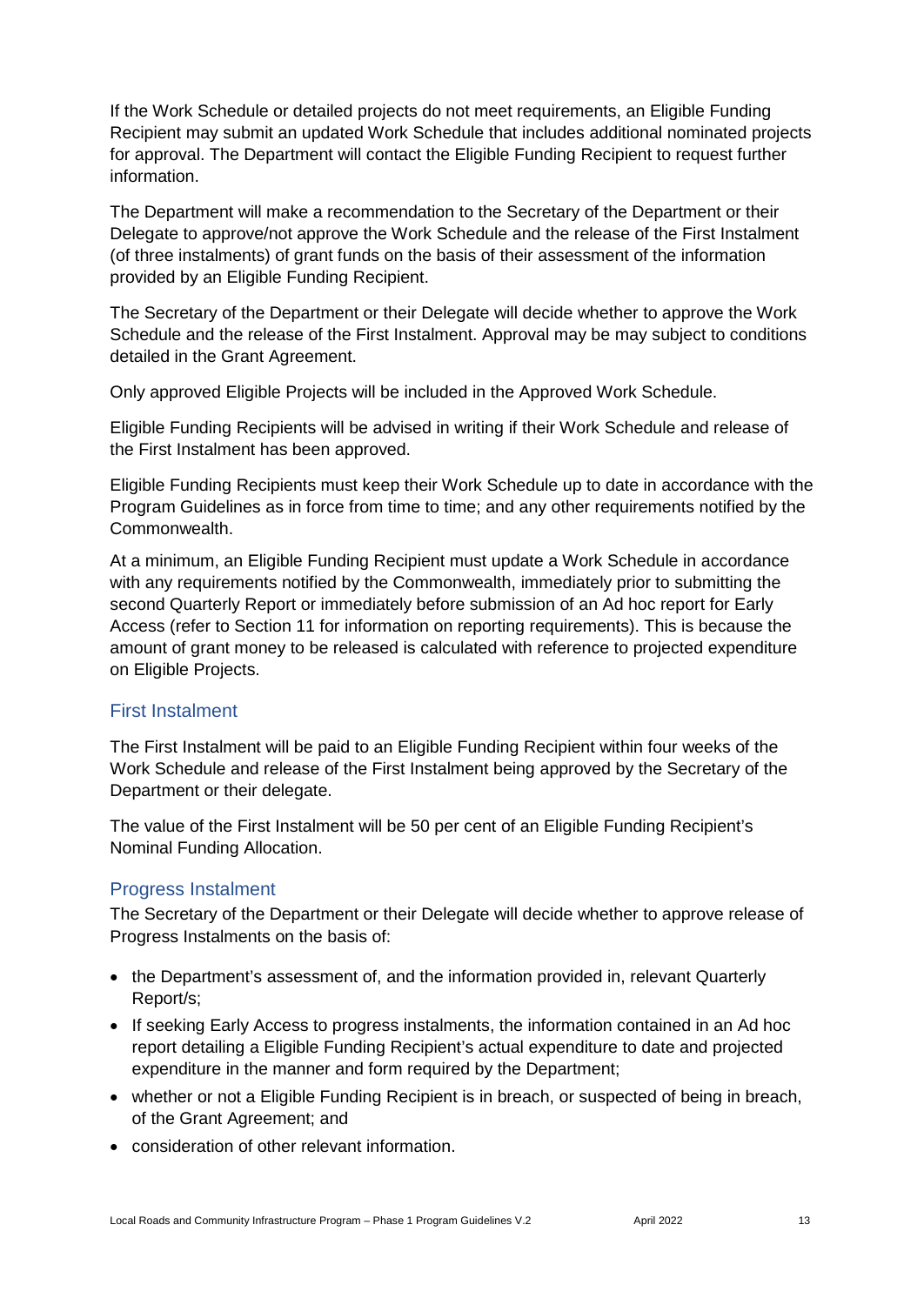If the Work Schedule or detailed projects do not meet requirements, an Eligible Funding Recipient may submit an updated Work Schedule that includes additional nominated projects for approval. The Department will contact the Eligible Funding Recipient to request further information.

The Department will make a recommendation to the Secretary of the Department or their Delegate to approve/not approve the Work Schedule and the release of the First Instalment (of three instalments) of grant funds on the basis of their assessment of the information provided by an Eligible Funding Recipient.

The Secretary of the Department or their Delegate will decide whether to approve the Work Schedule and the release of the First Instalment. Approval may be may subject to conditions detailed in the Grant Agreement.

Only approved Eligible Projects will be included in the Approved Work Schedule.

Eligible Funding Recipients will be advised in writing if their Work Schedule and release of the First Instalment has been approved.

Eligible Funding Recipients must keep their Work Schedule up to date in accordance with the Program Guidelines as in force from time to time; and any other requirements notified by the Commonwealth.

At a minimum, an Eligible Funding Recipient must update a Work Schedule in accordance with any requirements notified by the Commonwealth, immediately prior to submitting the second Quarterly Report or immediately before submission of an Ad hoc report for Early Access (refer to Section 11 for information on reporting requirements). This is because the amount of grant money to be released is calculated with reference to projected expenditure on Eligible Projects.

### First Instalment

The First Instalment will be paid to an Eligible Funding Recipient within four weeks of the Work Schedule and release of the First Instalment being approved by the Secretary of the Department or their delegate.

The value of the First Instalment will be 50 per cent of an Eligible Funding Recipient's Nominal Funding Allocation.

### Progress Instalment

The Secretary of the Department or their Delegate will decide whether to approve release of Progress Instalments on the basis of:

- the Department's assessment of, and the information provided in, relevant Quarterly Report/s;
- If seeking Early Access to progress instalments, the information contained in an Ad hoc report detailing a Eligible Funding Recipient's actual expenditure to date and projected expenditure in the manner and form required by the Department;
- whether or not a Eligible Funding Recipient is in breach, or suspected of being in breach, of the Grant Agreement; and
- consideration of other relevant information.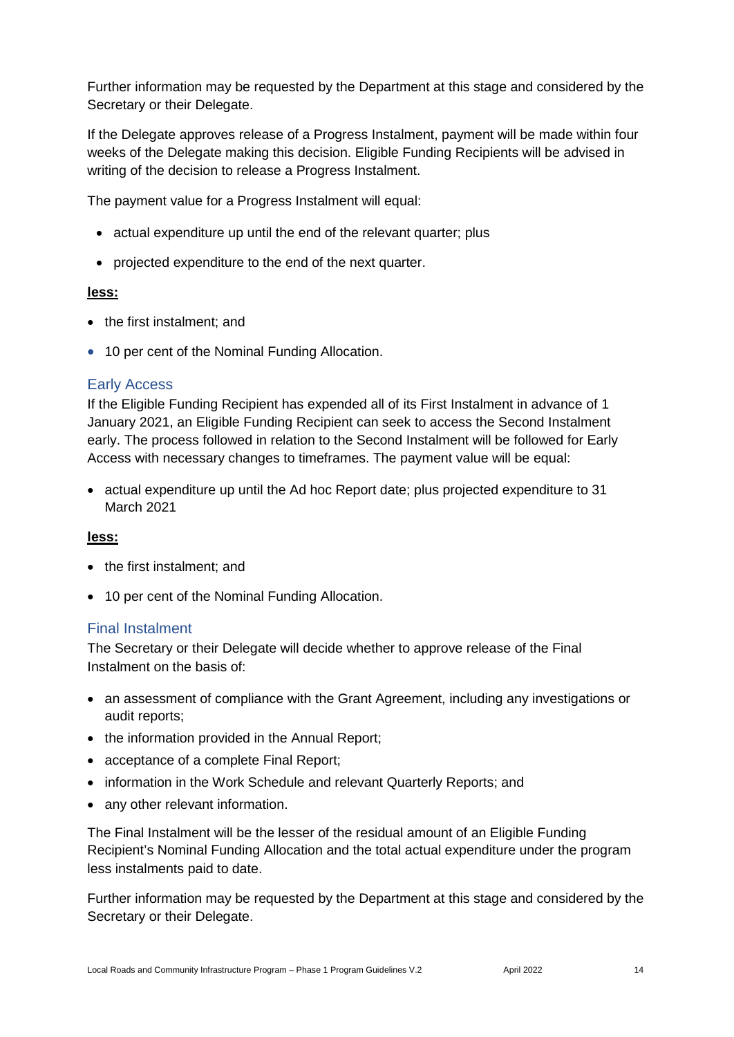Further information may be requested by the Department at this stage and considered by the Secretary or their Delegate.

If the Delegate approves release of a Progress Instalment, payment will be made within four weeks of the Delegate making this decision. Eligible Funding Recipients will be advised in writing of the decision to release a Progress Instalment.

The payment value for a Progress Instalment will equal:

- actual expenditure up until the end of the relevant quarter; plus
- projected expenditure to the end of the next quarter.

**less:**

- the first instalment; and
- 10 per cent of the Nominal Funding Allocation.

### Early Access

If the Eligible Funding Recipient has expended all of its First Instalment in advance of 1 January 2021, an Eligible Funding Recipient can seek to access the Second Instalment early. The process followed in relation to the Second Instalment will be followed for Early Access with necessary changes to timeframes. The payment value will be equal:

- actual expenditure up until the Ad hoc Report date; plus projected expenditure to 31 March 2021

**less:**

- the first instalment; and
- 10 per cent of the Nominal Funding Allocation.

### Final Instalment

The Secretary or their Delegate will decide whether to approve release of the Final Instalment on the basis of:

- an assessment of compliance with the Grant Agreement, including any investigations or audit reports;
- the information provided in the Annual Report;
- acceptance of a complete Final Report;
- information in the Work Schedule and relevant Quarterly Reports; and
- any other relevant information.

The Final Instalment will be the lesser of the residual amount of an Eligible Funding Recipient's Nominal Funding Allocation and the total actual expenditure under the program less instalments paid to date.

Further information may be requested by the Department at this stage and considered by the Secretary or their Delegate.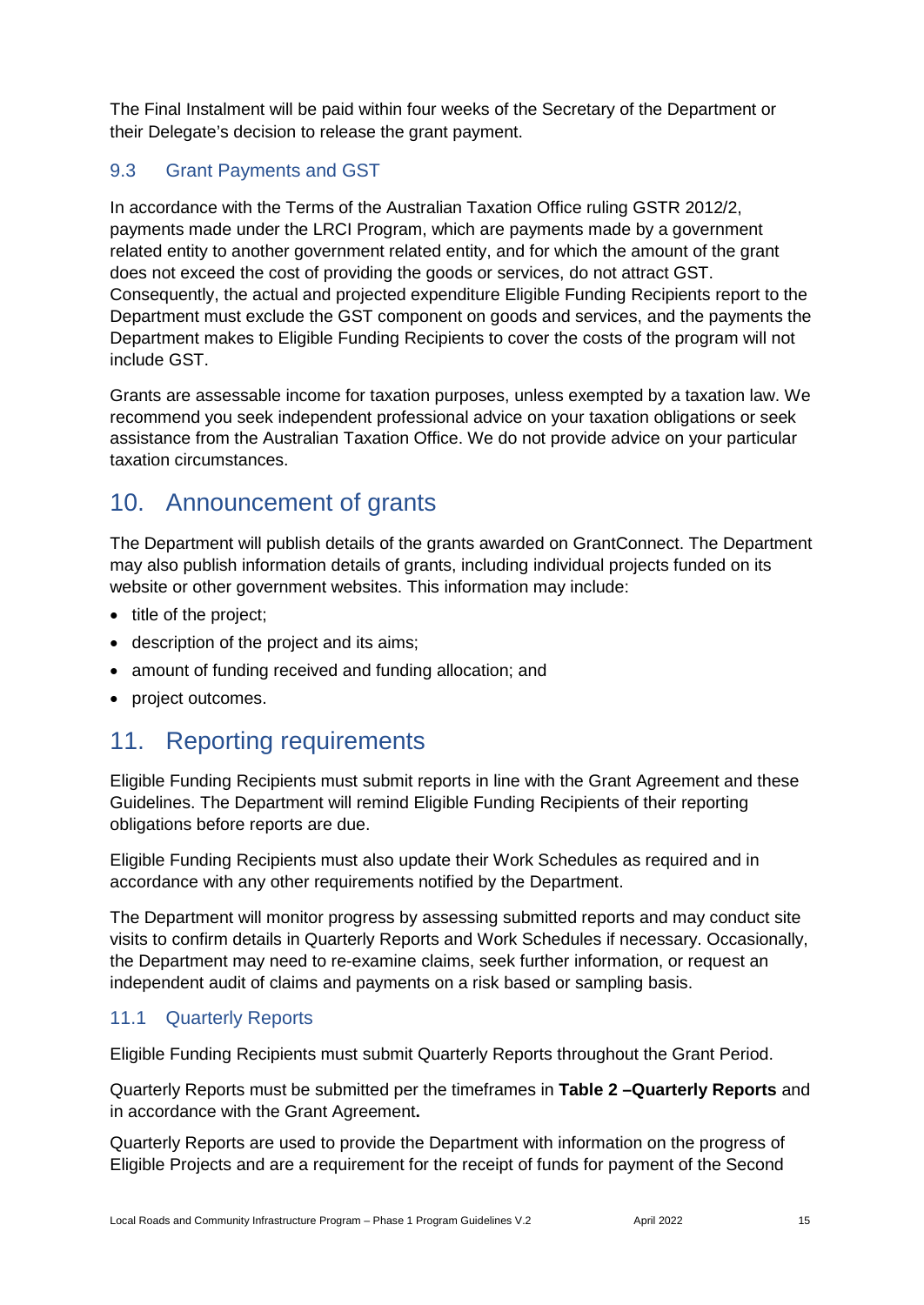The Final Instalment will be paid within four weeks of the Secretary of the Department or their Delegate's decision to release the grant payment.

### 9.3 Grant Payments and GST

In accordance with the Terms of the Australian Taxation Office ruling GSTR 2012/2, payments made under the LRCI Program, which are payments made by a government related entity to another government related entity, and for which the amount of the grant does not exceed the cost of providing the goods or services, do not attract GST. Consequently, the actual and projected expenditure Eligible Funding Recipients report to the Department must exclude the GST component on goods and services, and the payments the Department makes to Eligible Funding Recipients to cover the costs of the program will not include GST.

Grants are assessable income for taxation purposes, unless exempted by a taxation law. We recommend you seek independent professional advice on your taxation obligations or seek assistance from the Australian Taxation Office. We do not provide advice on your particular taxation circumstances.

## 10. Announcement of grants

The Department will publish details of the grants awarded on GrantConnect. The Department may also publish information details of grants, including individual projects funded on its website or other government websites. This information may include:

- title of the project;
- description of the project and its aims;
- amount of funding received and funding allocation; and
- project outcomes.

## 11. Reporting requirements

Eligible Funding Recipients must submit reports in line with the Grant Agreement and these Guidelines. The Department will remind Eligible Funding Recipients of their reporting obligations before reports are due.

Eligible Funding Recipients must also update their Work Schedules as required and in accordance with any other requirements notified by the Department.

The Department will monitor progress by assessing submitted reports and may conduct site visits to confirm details in Quarterly Reports and Work Schedules if necessary. Occasionally, the Department may need to re-examine claims, seek further information, or request an independent audit of claims and payments on a risk based or sampling basis.

### 11.1 Quarterly Reports

Eligible Funding Recipients must submit Quarterly Reports throughout the Grant Period.

Quarterly Reports must be submitted per the timeframes in **Table 2 –Quarterly Reports** and in accordance with the Grant Agreement**.**

Quarterly Reports are used to provide the Department with information on the progress of Eligible Projects and are a requirement for the receipt of funds for payment of the Second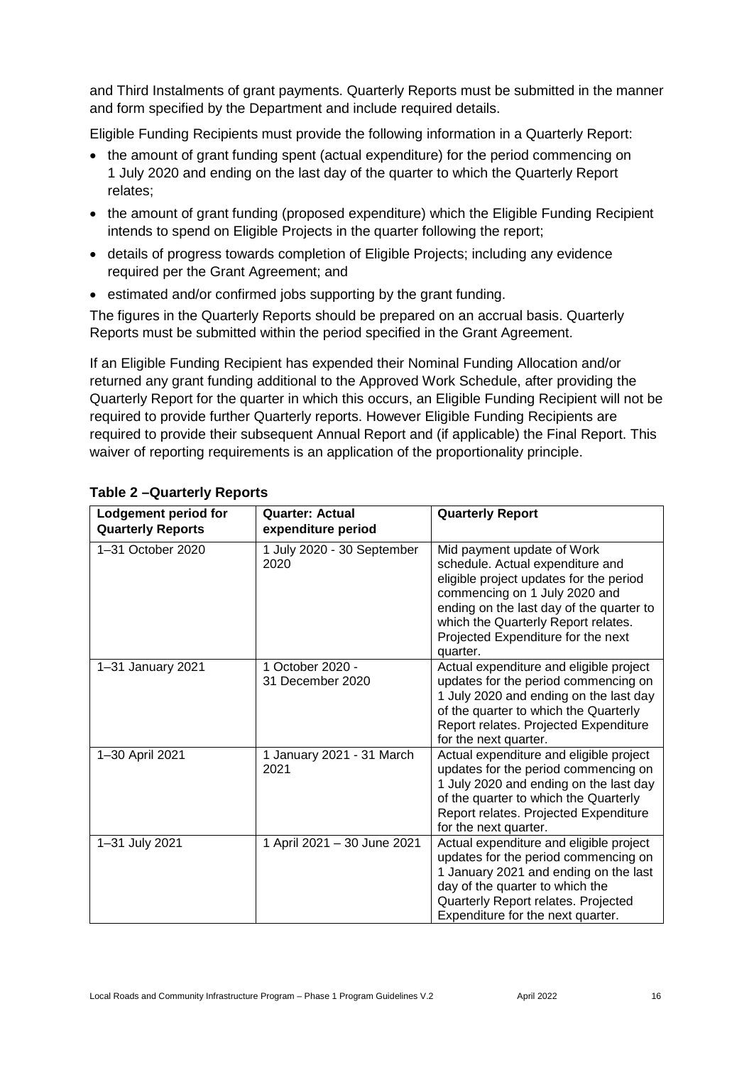and Third Instalments of grant payments. Quarterly Reports must be submitted in the manner and form specified by the Department and include required details.

Eligible Funding Recipients must provide the following information in a Quarterly Report:

- the amount of grant funding spent (actual expenditure) for the period commencing on 1 July 2020 and ending on the last day of the quarter to which the Quarterly Report relates;
- the amount of grant funding (proposed expenditure) which the Eligible Funding Recipient intends to spend on Eligible Projects in the quarter following the report;
- details of progress towards completion of Eligible Projects; including any evidence required per the Grant Agreement; and
- estimated and/or confirmed jobs supporting by the grant funding.

The figures in the Quarterly Reports should be prepared on an accrual basis. Quarterly Reports must be submitted within the period specified in the Grant Agreement.

If an Eligible Funding Recipient has expended their Nominal Funding Allocation and/or returned any grant funding additional to the Approved Work Schedule, after providing the Quarterly Report for the quarter in which this occurs, an Eligible Funding Recipient will not be required to provide further Quarterly reports. However Eligible Funding Recipients are required to provide their subsequent Annual Report and (if applicable) the Final Report. This waiver of reporting requirements is an application of the proportionality principle.

**Table 2 –Quarterly Reports**

| Lodgement period for Quarterly Reports | Quarter: Actual expenditure period | Quarterly Report |
|---|---|---|
| 1–31 October 2020 | 1 July 2020 - 30 September 2020 | Mid payment update of Work schedule. Actual expenditure and eligible project updates for the period commencing on 1 July 2020 and ending on the last day of the quarter to which the Quarterly Report relates. Projected Expenditure for the next quarter. |
| 1–31 January 2021 | 1 October 2020 - 31 December 2020 | Actual expenditure and eligible project updates for the period commencing on 1 July 2020 and ending on the last day of the quarter to which the Quarterly Report relates. Projected Expenditure for the next quarter. |
| 1–30 April 2021 | 1 January 2021 - 31 March 2021 | Actual expenditure and eligible project updates for the period commencing on 1 July 2020 and ending on the last day of the quarter to which the Quarterly Report relates. Projected Expenditure for the next quarter. |
| 1–31 July 2021 | 1 April 2021 – 30 June 2021 | Actual expenditure and eligible project updates for the period commencing on 1 January 2021 and ending on the last day of the quarter to which the Quarterly Report relates. Projected Expenditure for the next quarter. |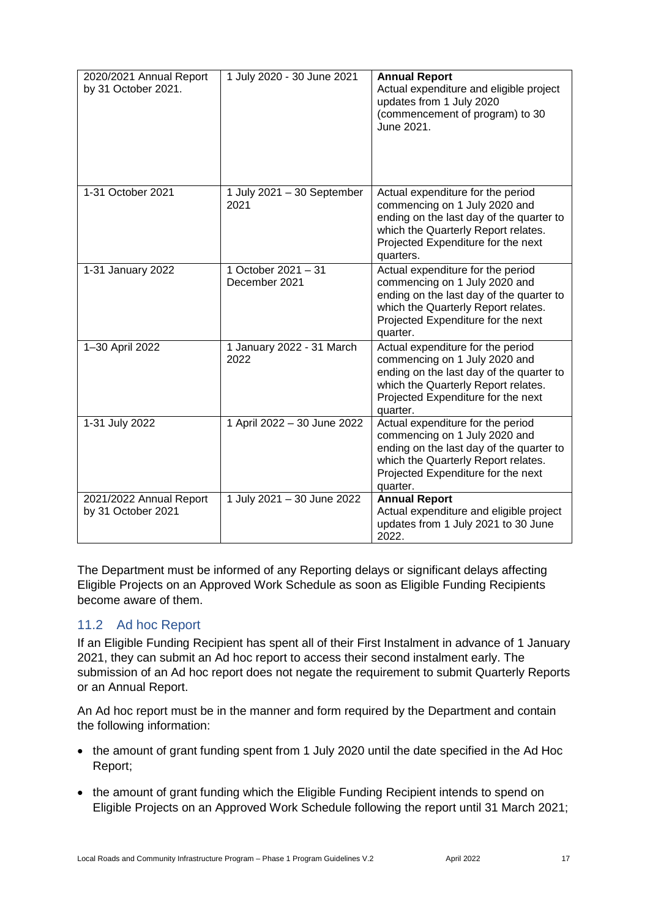| | | |
|---|---|---|
| 2020/2021 Annual Report by 31 October 2021. | 1 July 2020 - 30 June 2021 | **Annual Report** Actual expenditure and eligible project updates from 1 July 2020 (commencement of program) to 30 June 2021. |
| 1-31 October 2021 | 1 July 2021 – 30 September 2021 | Actual expenditure for the period commencing on 1 July 2020 and ending on the last day of the quarter to which the Quarterly Report relates. Projected Expenditure for the next quarters. |
| 1-31 January 2022 | 1 October 2021 – 31 December 2021 | Actual expenditure for the period commencing on 1 July 2020 and ending on the last day of the quarter to which the Quarterly Report relates. Projected Expenditure for the next quarter. |
| 1–30 April 2022 | 1 January 2022 - 31 March 2022 | Actual expenditure for the period commencing on 1 July 2020 and ending on the last day of the quarter to which the Quarterly Report relates. Projected Expenditure for the next quarter. |
| 1-31 July 2022 | 1 April 2022 – 30 June 2022 | Actual expenditure for the period commencing on 1 July 2020 and ending on the last day of the quarter to which the Quarterly Report relates. Projected Expenditure for the next quarter. |
| 2021/2022 Annual Report by 31 October 2021 | 1 July 2021 – 30 June 2022 | **Annual Report** Actual expenditure and eligible project updates from 1 July 2021 to 30 June 2022. |

The Department must be informed of any Reporting delays or significant delays affecting Eligible Projects on an Approved Work Schedule as soon as Eligible Funding Recipients become aware of them.

## 11.2 Ad hoc Report

If an Eligible Funding Recipient has spent all of their First Instalment in advance of 1 January 2021, they can submit an Ad hoc report to access their second instalment early. The submission of an Ad hoc report does not negate the requirement to submit Quarterly Reports or an Annual Report.

An Ad hoc report must be in the manner and form required by the Department and contain the following information:

- the amount of grant funding spent from 1 July 2020 until the date specified in the Ad Hoc Report;
- the amount of grant funding which the Eligible Funding Recipient intends to spend on Eligible Projects on an Approved Work Schedule following the report until 31 March 2021;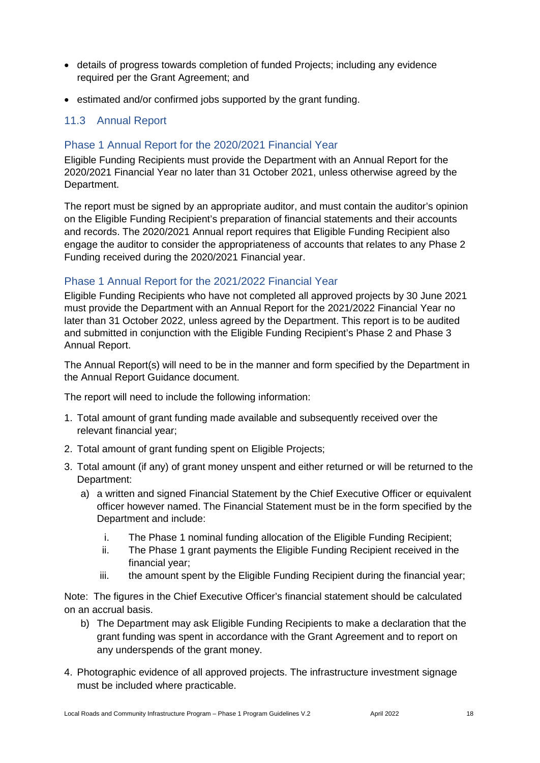- details of progress towards completion of funded Projects; including any evidence required per the Grant Agreement; and
- estimated and/or confirmed jobs supported by the grant funding.

## 11.3 Annual Report

### Phase 1 Annual Report for the 2020/2021 Financial Year

Eligible Funding Recipients must provide the Department with an Annual Report for the 2020/2021 Financial Year no later than 31 October 2021, unless otherwise agreed by the Department.

The report must be signed by an appropriate auditor, and must contain the auditor's opinion on the Eligible Funding Recipient's preparation of financial statements and their accounts and records. The 2020/2021 Annual report requires that Eligible Funding Recipient also engage the auditor to consider the appropriateness of accounts that relates to any Phase 2 Funding received during the 2020/2021 Financial year.

### Phase 1 Annual Report for the 2021/2022 Financial Year

Eligible Funding Recipients who have not completed all approved projects by 30 June 2021 must provide the Department with an Annual Report for the 2021/2022 Financial Year no later than 31 October 2022, unless agreed by the Department. This report is to be audited and submitted in conjunction with the Eligible Funding Recipient's Phase 2 and Phase 3 Annual Report.

The Annual Report(s) will need to be in the manner and form specified by the Department in the Annual Report Guidance document.

The report will need to include the following information:

1. Total amount of grant funding made available and subsequently received over the relevant financial year;
2. Total amount of grant funding spent on Eligible Projects;
3. Total amount (if any) of grant money unspent and either returned or will be returned to the Department:
   a) a written and signed Financial Statement by the Chief Executive Officer or equivalent officer however named. The Financial Statement must be in the form specified by the Department and include:
      i. The Phase 1 nominal funding allocation of the Eligible Funding Recipient;
      ii. The Phase 1 grant payments the Eligible Funding Recipient received in the financial year;
      iii. the amount spent by the Eligible Funding Recipient during the financial year;

   Note: The figures in the Chief Executive Officer's financial statement should be calculated on an accrual basis.

   b) The Department may ask Eligible Funding Recipients to make a declaration that the grant funding was spent in accordance with the Grant Agreement and to report on any underspends of the grant money.
4. Photographic evidence of all approved projects. The infrastructure investment signage must be included where practicable.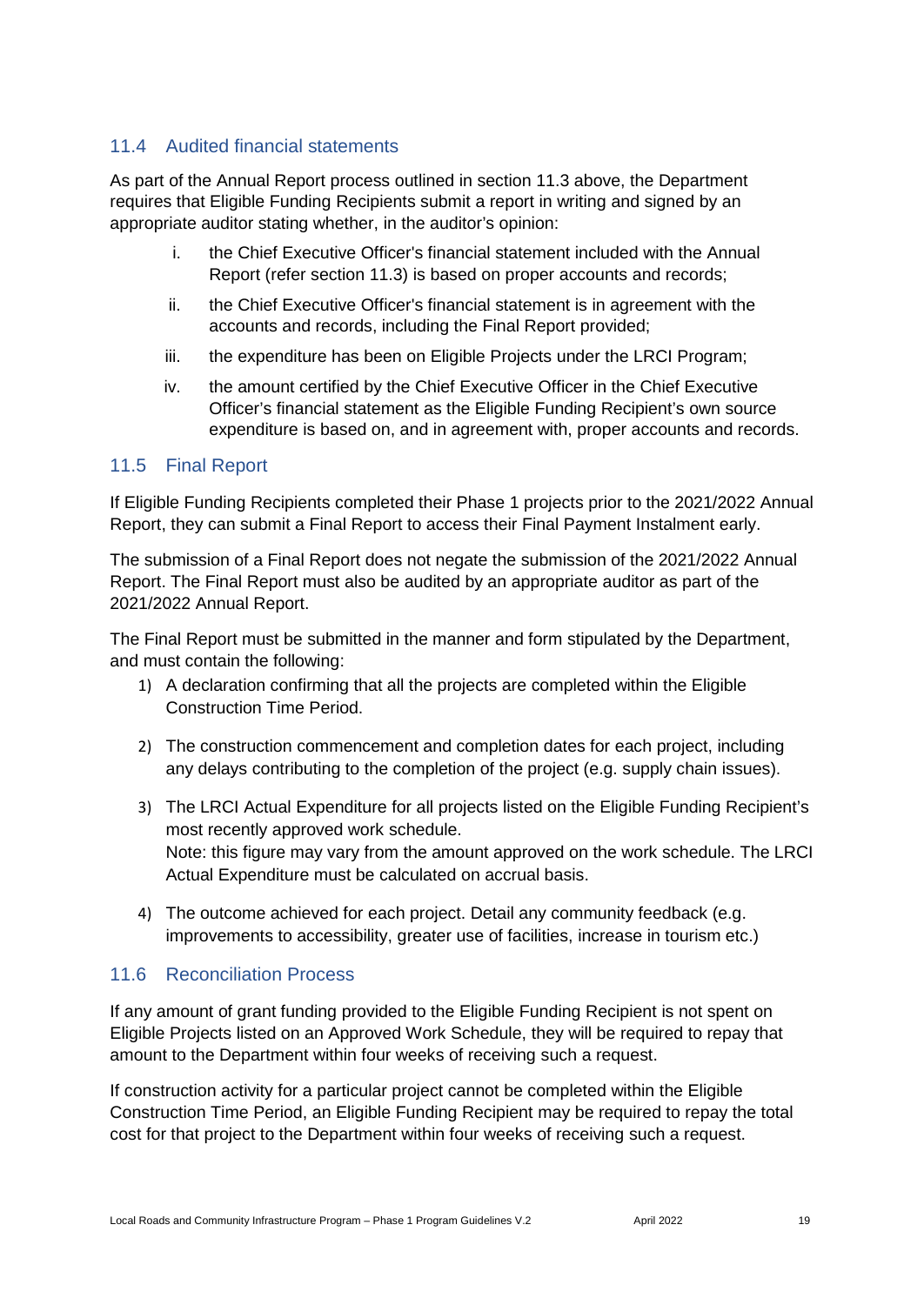## 11.4 Audited financial statements

As part of the Annual Report process outlined in section 11.3 above, the Department requires that Eligible Funding Recipients submit a report in writing and signed by an appropriate auditor stating whether, in the auditor's opinion:

i. the Chief Executive Officer's financial statement included with the Annual Report (refer section 11.3) is based on proper accounts and records;

ii. the Chief Executive Officer's financial statement is in agreement with the accounts and records, including the Final Report provided;

iii. the expenditure has been on Eligible Projects under the LRCI Program;

iv. the amount certified by the Chief Executive Officer in the Chief Executive Officer's financial statement as the Eligible Funding Recipient's own source expenditure is based on, and in agreement with, proper accounts and records.

## 11.5 Final Report

If Eligible Funding Recipients completed their Phase 1 projects prior to the 2021/2022 Annual Report, they can submit a Final Report to access their Final Payment Instalment early.

The submission of a Final Report does not negate the submission of the 2021/2022 Annual Report. The Final Report must also be audited by an appropriate auditor as part of the 2021/2022 Annual Report.

The Final Report must be submitted in the manner and form stipulated by the Department, and must contain the following:

1) A declaration confirming that all the projects are completed within the Eligible Construction Time Period.

2) The construction commencement and completion dates for each project, including any delays contributing to the completion of the project (e.g. supply chain issues).

3) The LRCI Actual Expenditure for all projects listed on the Eligible Funding Recipient's most recently approved work schedule.
   Note: this figure may vary from the amount approved on the work schedule. The LRCI Actual Expenditure must be calculated on accrual basis.

4) The outcome achieved for each project. Detail any community feedback (e.g. improvements to accessibility, greater use of facilities, increase in tourism etc.)

## 11.6 Reconciliation Process

If any amount of grant funding provided to the Eligible Funding Recipient is not spent on Eligible Projects listed on an Approved Work Schedule, they will be required to repay that amount to the Department within four weeks of receiving such a request.

If construction activity for a particular project cannot be completed within the Eligible Construction Time Period, an Eligible Funding Recipient may be required to repay the total cost for that project to the Department within four weeks of receiving such a request.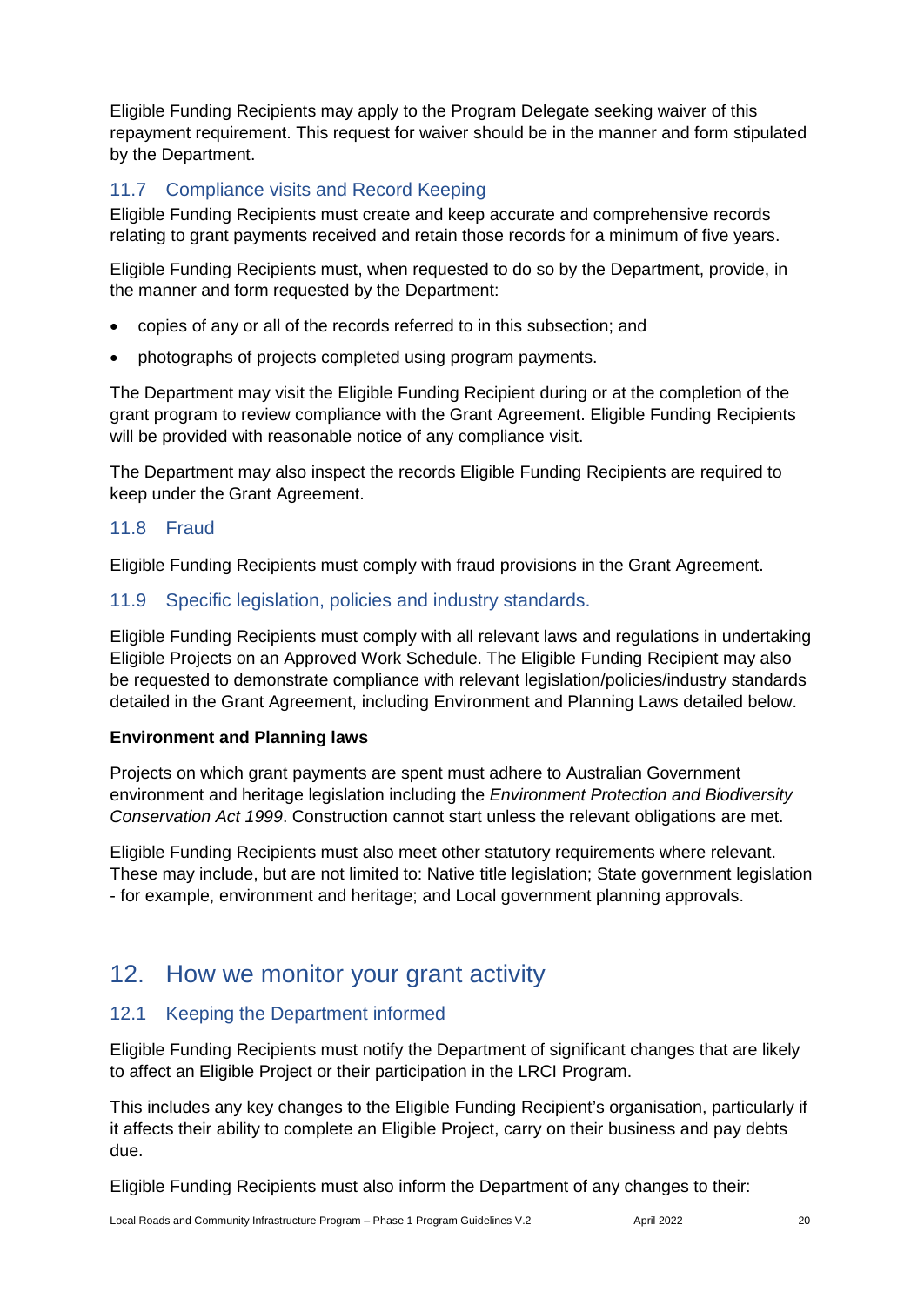Eligible Funding Recipients may apply to the Program Delegate seeking waiver of this repayment requirement. This request for waiver should be in the manner and form stipulated by the Department.

### 11.7 Compliance visits and Record Keeping

Eligible Funding Recipients must create and keep accurate and comprehensive records relating to grant payments received and retain those records for a minimum of five years.

Eligible Funding Recipients must, when requested to do so by the Department, provide, in the manner and form requested by the Department:

- copies of any or all of the records referred to in this subsection; and
- photographs of projects completed using program payments.

The Department may visit the Eligible Funding Recipient during or at the completion of the grant program to review compliance with the Grant Agreement. Eligible Funding Recipients will be provided with reasonable notice of any compliance visit.

The Department may also inspect the records Eligible Funding Recipients are required to keep under the Grant Agreement.

### 11.8 Fraud

Eligible Funding Recipients must comply with fraud provisions in the Grant Agreement.

### 11.9 Specific legislation, policies and industry standards.

Eligible Funding Recipients must comply with all relevant laws and regulations in undertaking Eligible Projects on an Approved Work Schedule. The Eligible Funding Recipient may also be requested to demonstrate compliance with relevant legislation/policies/industry standards detailed in the Grant Agreement, including Environment and Planning Laws detailed below.

**Environment and Planning laws**

Projects on which grant payments are spent must adhere to Australian Government environment and heritage legislation including the *Environment Protection and Biodiversity Conservation Act 1999*. Construction cannot start unless the relevant obligations are met.

Eligible Funding Recipients must also meet other statutory requirements where relevant. These may include, but are not limited to: Native title legislation; State government legislation - for example, environment and heritage; and Local government planning approvals.

## 12. How we monitor your grant activity

### 12.1 Keeping the Department informed

Eligible Funding Recipients must notify the Department of significant changes that are likely to affect an Eligible Project or their participation in the LRCI Program.

This includes any key changes to the Eligible Funding Recipient's organisation, particularly if it affects their ability to complete an Eligible Project, carry on their business and pay debts due.

Eligible Funding Recipients must also inform the Department of any changes to their: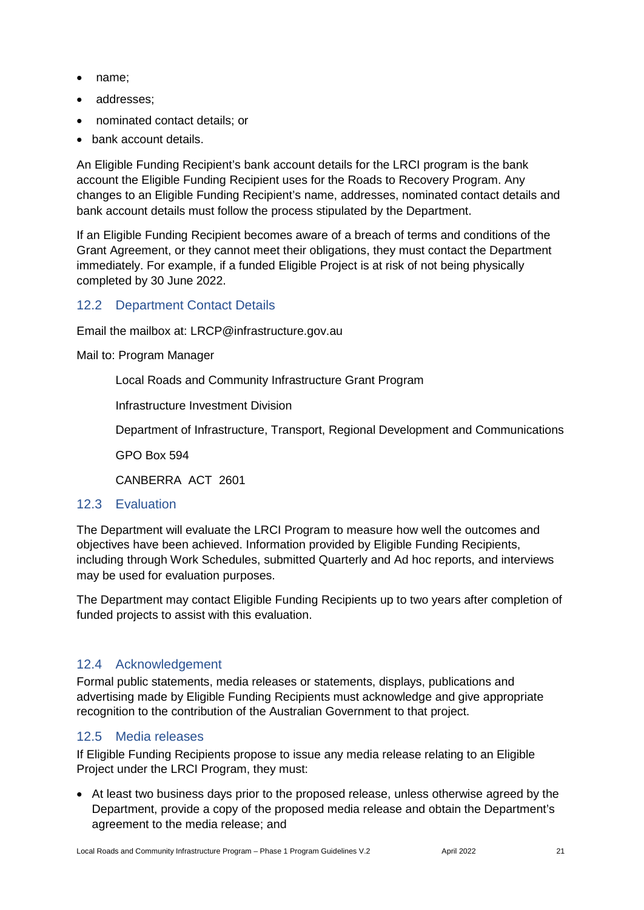- name;
- addresses;
- nominated contact details; or
- bank account details.

An Eligible Funding Recipient's bank account details for the LRCI program is the bank account the Eligible Funding Recipient uses for the Roads to Recovery Program. Any changes to an Eligible Funding Recipient's name, addresses, nominated contact details and bank account details must follow the process stipulated by the Department.

If an Eligible Funding Recipient becomes aware of a breach of terms and conditions of the Grant Agreement, or they cannot meet their obligations, they must contact the Department immediately. For example, if a funded Eligible Project is at risk of not being physically completed by 30 June 2022.

## 12.2 Department Contact Details

Email the mailbox at: LRCP@infrastructure.gov.au

Mail to: Program Manager

Local Roads and Community Infrastructure Grant Program

Infrastructure Investment Division

Department of Infrastructure, Transport, Regional Development and Communications

GPO Box 594

CANBERRA ACT 2601

## 12.3 Evaluation

The Department will evaluate the LRCI Program to measure how well the outcomes and objectives have been achieved. Information provided by Eligible Funding Recipients, including through Work Schedules, submitted Quarterly and Ad hoc reports, and interviews may be used for evaluation purposes.

The Department may contact Eligible Funding Recipients up to two years after completion of funded projects to assist with this evaluation.

## 12.4 Acknowledgement

Formal public statements, media releases or statements, displays, publications and advertising made by Eligible Funding Recipients must acknowledge and give appropriate recognition to the contribution of the Australian Government to that project.

## 12.5 Media releases

If Eligible Funding Recipients propose to issue any media release relating to an Eligible Project under the LRCI Program, they must:

- At least two business days prior to the proposed release, unless otherwise agreed by the Department, provide a copy of the proposed media release and obtain the Department's agreement to the media release; and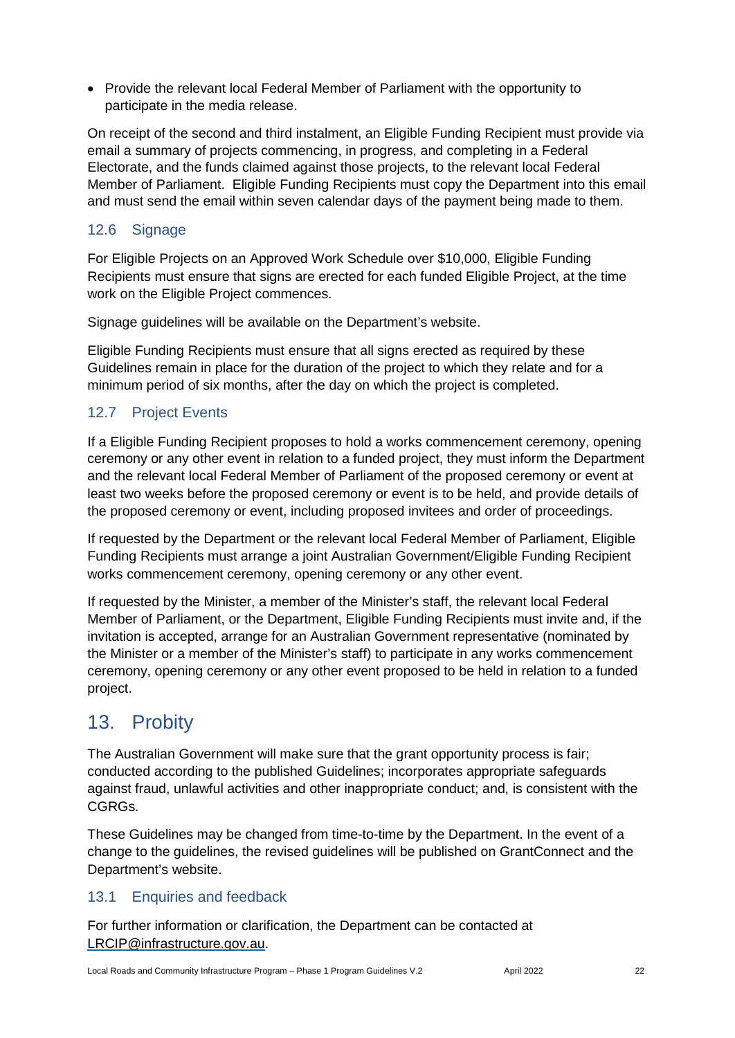- Provide the relevant local Federal Member of Parliament with the opportunity to participate in the media release.

On receipt of the second and third instalment, an Eligible Funding Recipient must provide via email a summary of projects commencing, in progress, and completing in a Federal Electorate, and the funds claimed against those projects, to the relevant local Federal Member of Parliament. Eligible Funding Recipients must copy the Department into this email and must send the email within seven calendar days of the payment being made to them.

### 12.6 Signage

For Eligible Projects on an Approved Work Schedule over $10,000, Eligible Funding Recipients must ensure that signs are erected for each funded Eligible Project, at the time work on the Eligible Project commences.

Signage guidelines will be available on the Department's website.

Eligible Funding Recipients must ensure that all signs erected as required by these Guidelines remain in place for the duration of the project to which they relate and for a minimum period of six months, after the day on which the project is completed.

### 12.7 Project Events

If a Eligible Funding Recipient proposes to hold a works commencement ceremony, opening ceremony or any other event in relation to a funded project, they must inform the Department and the relevant local Federal Member of Parliament of the proposed ceremony or event at least two weeks before the proposed ceremony or event is to be held, and provide details of the proposed ceremony or event, including proposed invitees and order of proceedings.

If requested by the Department or the relevant local Federal Member of Parliament, Eligible Funding Recipients must arrange a joint Australian Government/Eligible Funding Recipient works commencement ceremony, opening ceremony or any other event.

If requested by the Minister, a member of the Minister's staff, the relevant local Federal Member of Parliament, or the Department, Eligible Funding Recipients must invite and, if the invitation is accepted, arrange for an Australian Government representative (nominated by the Minister or a member of the Minister's staff) to participate in any works commencement ceremony, opening ceremony or any other event proposed to be held in relation to a funded project.

## 13. Probity

The Australian Government will make sure that the grant opportunity process is fair; conducted according to the published Guidelines; incorporates appropriate safeguards against fraud, unlawful activities and other inappropriate conduct; and, is consistent with the CGRGs.

These Guidelines may be changed from time-to-time by the Department. In the event of a change to the guidelines, the revised guidelines will be published on GrantConnect and the Department's website.

### 13.1 Enquiries and feedback

For further information or clarification, the Department can be contacted at LRCIP@infrastructure.gov.au.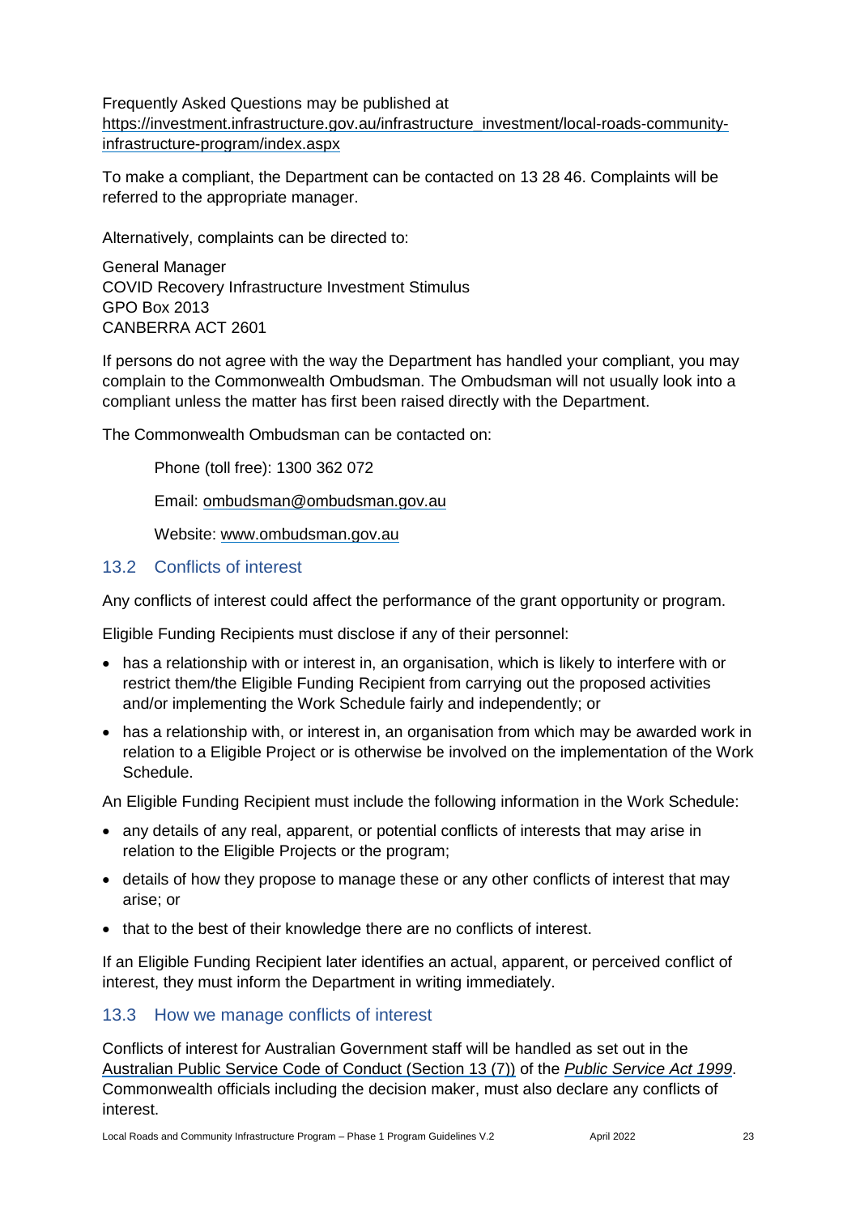Frequently Asked Questions may be published at [https://investment.infrastructure.gov.au/infrastructure_investment/local-roads-community-infrastructure-program/index.aspx](https://investment.infrastructure.gov.au/infrastructure_investment/local-roads-community-infrastructure-program/index.aspx)

To make a compliant, the Department can be contacted on 13 28 46. Complaints will be referred to the appropriate manager.

Alternatively, complaints can be directed to:

General Manager  
COVID Recovery Infrastructure Investment Stimulus  
GPO Box 2013  
CANBERRA ACT 2601

If persons do not agree with the way the Department has handled your compliant, you may complain to the Commonwealth Ombudsman. The Ombudsman will not usually look into a compliant unless the matter has first been raised directly with the Department.

The Commonwealth Ombudsman can be contacted on:

> Phone (toll free): 1300 362 072
>
> Email: [ombudsman@ombudsman.gov.au](mailto:ombudsman@ombudsman.gov.au)
>
> Website: [www.ombudsman.gov.au](http://www.ombudsman.gov.au)

## 13.2 Conflicts of interest

Any conflicts of interest could affect the performance of the grant opportunity or program.

Eligible Funding Recipients must disclose if any of their personnel:

- has a relationship with or interest in, an organisation, which is likely to interfere with or restrict them/the Eligible Funding Recipient from carrying out the proposed activities and/or implementing the Work Schedule fairly and independently; or
- has a relationship with, or interest in, an organisation from which may be awarded work in relation to a Eligible Project or is otherwise be involved on the implementation of the Work Schedule.

An Eligible Funding Recipient must include the following information in the Work Schedule:

- any details of any real, apparent, or potential conflicts of interests that may arise in relation to the Eligible Projects or the program;
- details of how they propose to manage these or any other conflicts of interest that may arise; or
- that to the best of their knowledge there are no conflicts of interest.

If an Eligible Funding Recipient later identifies an actual, apparent, or perceived conflict of interest, they must inform the Department in writing immediately.

## 13.3 How we manage conflicts of interest

Conflicts of interest for Australian Government staff will be handled as set out in the Australian Public Service Code of Conduct (Section 13 (7)) of the *Public Service Act 1999*. Commonwealth officials including the decision maker, must also declare any conflicts of interest.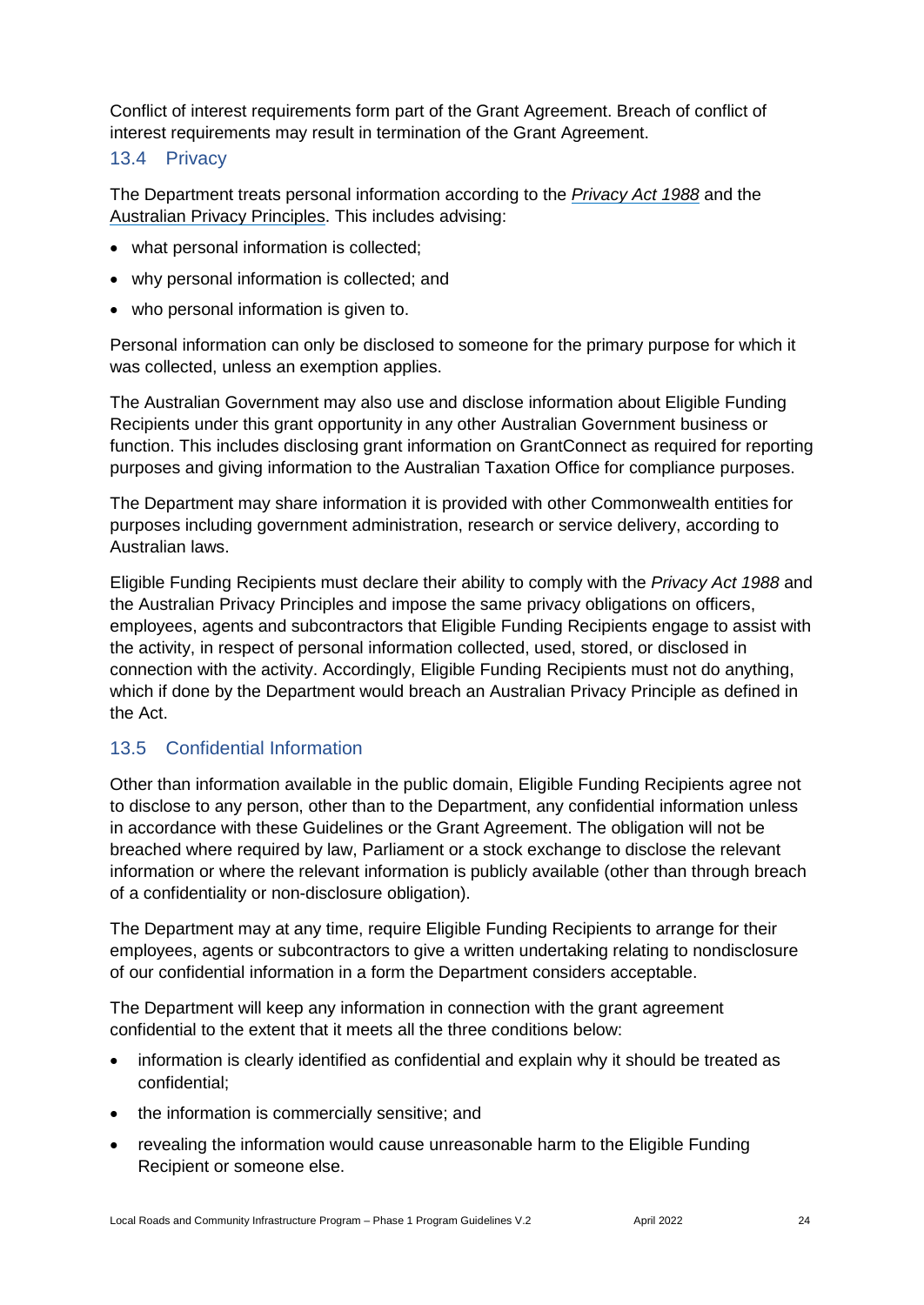Conflict of interest requirements form part of the Grant Agreement. Breach of conflict of interest requirements may result in termination of the Grant Agreement.

### 13.4 Privacy

The Department treats personal information according to the *Privacy Act 1988* and the Australian Privacy Principles. This includes advising:

- what personal information is collected;
- why personal information is collected; and
- who personal information is given to.

Personal information can only be disclosed to someone for the primary purpose for which it was collected, unless an exemption applies.

The Australian Government may also use and disclose information about Eligible Funding Recipients under this grant opportunity in any other Australian Government business or function. This includes disclosing grant information on GrantConnect as required for reporting purposes and giving information to the Australian Taxation Office for compliance purposes.

The Department may share information it is provided with other Commonwealth entities for purposes including government administration, research or service delivery, according to Australian laws.

Eligible Funding Recipients must declare their ability to comply with the *Privacy Act 1988* and the Australian Privacy Principles and impose the same privacy obligations on officers, employees, agents and subcontractors that Eligible Funding Recipients engage to assist with the activity, in respect of personal information collected, used, stored, or disclosed in connection with the activity. Accordingly, Eligible Funding Recipients must not do anything, which if done by the Department would breach an Australian Privacy Principle as defined in the Act.

### 13.5 Confidential Information

Other than information available in the public domain, Eligible Funding Recipients agree not to disclose to any person, other than to the Department, any confidential information unless in accordance with these Guidelines or the Grant Agreement. The obligation will not be breached where required by law, Parliament or a stock exchange to disclose the relevant information or where the relevant information is publicly available (other than through breach of a confidentiality or non-disclosure obligation).

The Department may at any time, require Eligible Funding Recipients to arrange for their employees, agents or subcontractors to give a written undertaking relating to nondisclosure of our confidential information in a form the Department considers acceptable.

The Department will keep any information in connection with the grant agreement confidential to the extent that it meets all the three conditions below:

- information is clearly identified as confidential and explain why it should be treated as confidential;
- the information is commercially sensitive; and
- revealing the information would cause unreasonable harm to the Eligible Funding Recipient or someone else.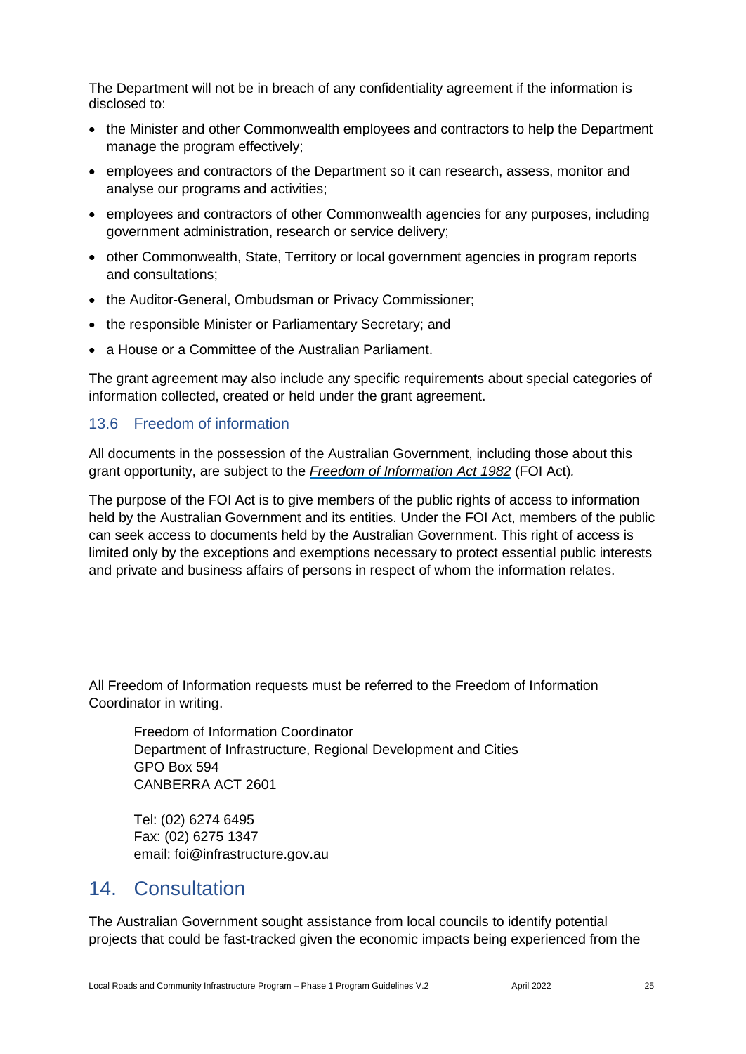The Department will not be in breach of any confidentiality agreement if the information is disclosed to:

- the Minister and other Commonwealth employees and contractors to help the Department manage the program effectively;
- employees and contractors of the Department so it can research, assess, monitor and analyse our programs and activities;
- employees and contractors of other Commonwealth agencies for any purposes, including government administration, research or service delivery;
- other Commonwealth, State, Territory or local government agencies in program reports and consultations;
- the Auditor-General, Ombudsman or Privacy Commissioner;
- the responsible Minister or Parliamentary Secretary; and
- a House or a Committee of the Australian Parliament.

The grant agreement may also include any specific requirements about special categories of information collected, created or held under the grant agreement.

### 13.6 Freedom of information

All documents in the possession of the Australian Government, including those about this grant opportunity, are subject to the *Freedom of Information Act 1982* (FOI Act).

The purpose of the FOI Act is to give members of the public rights of access to information held by the Australian Government and its entities. Under the FOI Act, members of the public can seek access to documents held by the Australian Government. This right of access is limited only by the exceptions and exemptions necessary to protect essential public interests and private and business affairs of persons in respect of whom the information relates.

All Freedom of Information requests must be referred to the Freedom of Information Coordinator in writing.

Freedom of Information Coordinator
Department of Infrastructure, Regional Development and Cities
GPO Box 594
CANBERRA ACT 2601

Tel: (02) 6274 6495
Fax: (02) 6275 1347
email: foi@infrastructure.gov.au

## 14. Consultation

The Australian Government sought assistance from local councils to identify potential projects that could be fast-tracked given the economic impacts being experienced from the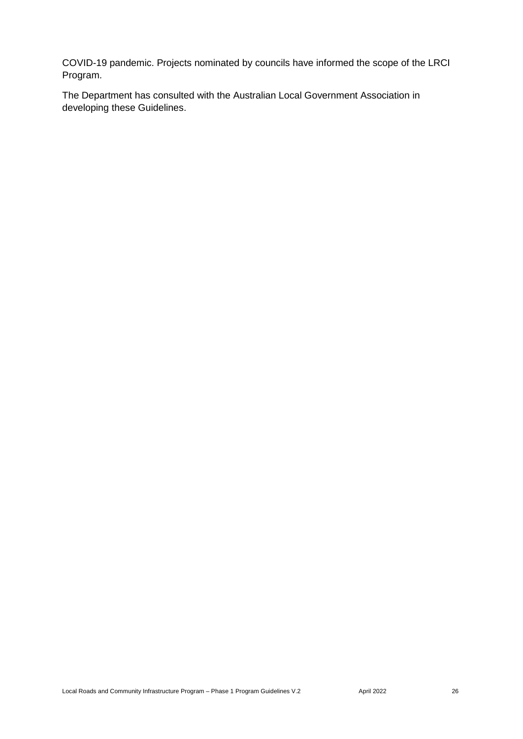COVID-19 pandemic. Projects nominated by councils have informed the scope of the LRCI Program.

The Department has consulted with the Australian Local Government Association in developing these Guidelines.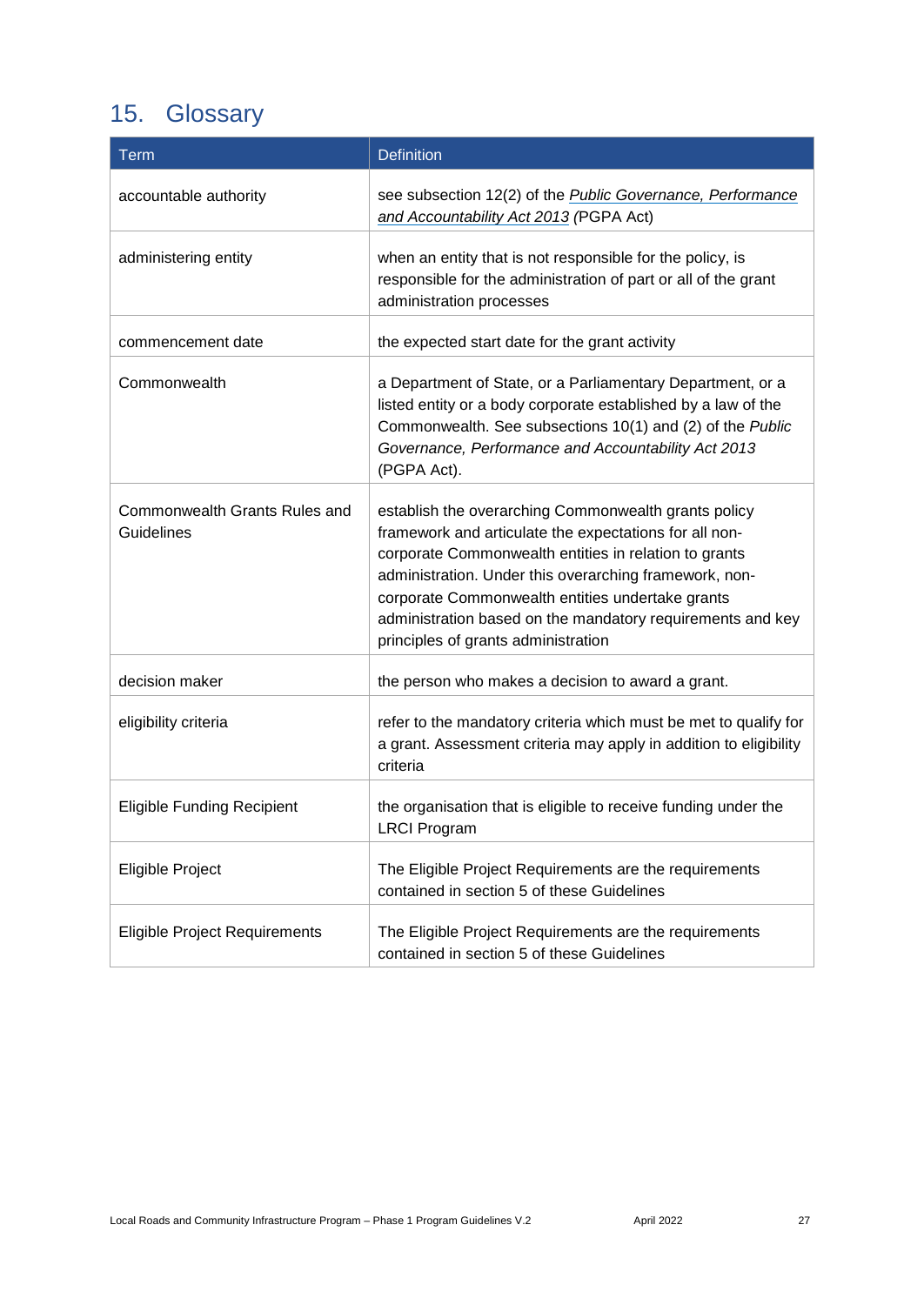# 15. Glossary

| Term | Definition |
| --- | --- |
| accountable authority | see subsection 12(2) of the *Public Governance, Performance and Accountability Act 2013* (PGPA Act) |
| administering entity | when an entity that is not responsible for the policy, is responsible for the administration of part or all of the grant administration processes |
| commencement date | the expected start date for the grant activity |
| Commonwealth | a Department of State, or a Parliamentary Department, or a listed entity or a body corporate established by a law of the Commonwealth. See subsections 10(1) and (2) of the *Public Governance, Performance and Accountability Act 2013* (PGPA Act). |
| Commonwealth Grants Rules and Guidelines | establish the overarching Commonwealth grants policy framework and articulate the expectations for all non-corporate Commonwealth entities in relation to grants administration. Under this overarching framework, non-corporate Commonwealth entities undertake grants administration based on the mandatory requirements and key principles of grants administration |
| decision maker | the person who makes a decision to award a grant. |
| eligibility criteria | refer to the mandatory criteria which must be met to qualify for a grant. Assessment criteria may apply in addition to eligibility criteria |
| Eligible Funding Recipient | the organisation that is eligible to receive funding under the LRCI Program |
| Eligible Project | The Eligible Project Requirements are the requirements contained in section 5 of these Guidelines |
| Eligible Project Requirements | The Eligible Project Requirements are the requirements contained in section 5 of these Guidelines |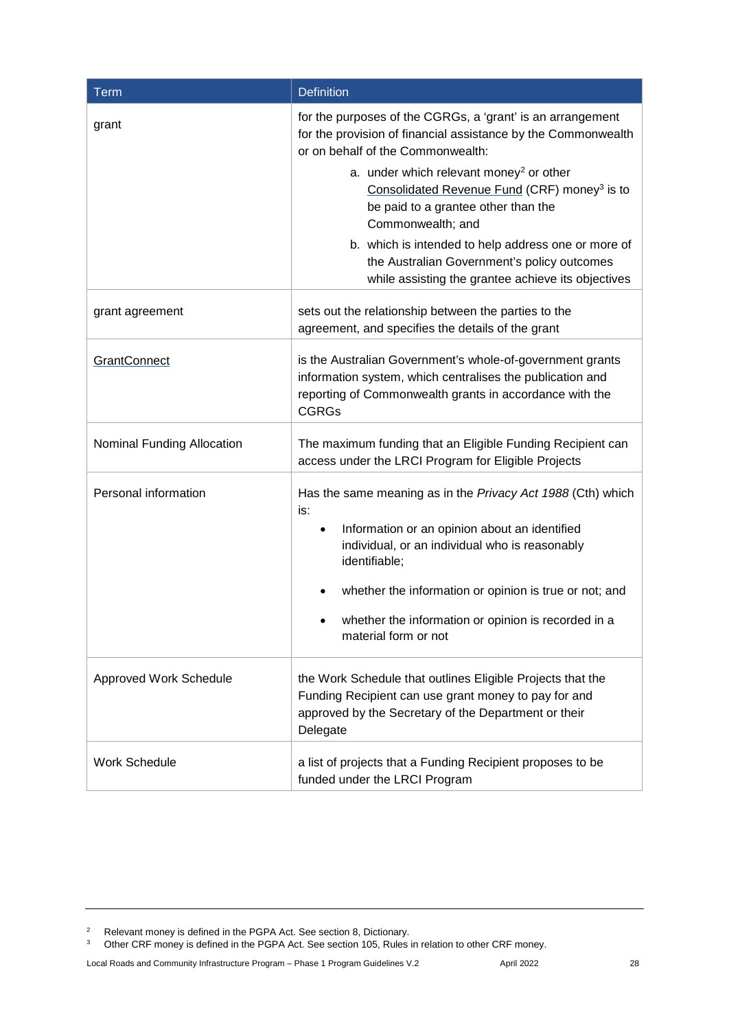| Term | Definition |
|---|---|
| grant | for the purposes of the CGRGs, a 'grant' is an arrangement for the provision of financial assistance by the Commonwealth or on behalf of the Commonwealth:<br>a. under which relevant money[2] or other Consolidated Revenue Fund (CRF) money[3] is to be paid to a grantee other than the Commonwealth; and<br>b. which is intended to help address one or more of the Australian Government's policy outcomes while assisting the grantee achieve its objectives |
| grant agreement | sets out the relationship between the parties to the agreement, and specifies the details of the grant |
| GrantConnect | is the Australian Government's whole-of-government grants information system, which centralises the publication and reporting of Commonwealth grants in accordance with the CGRGs |
| Nominal Funding Allocation | The maximum funding that an Eligible Funding Recipient can access under the LRCI Program for Eligible Projects |
| Personal information | Has the same meaning as in the *Privacy Act 1988* (Cth) which is:<br>• Information or an opinion about an identified individual, or an individual who is reasonably identifiable;<br>• whether the information or opinion is true or not; and<br>• whether the information or opinion is recorded in a material form or not |
| Approved Work Schedule | the Work Schedule that outlines Eligible Projects that the Funding Recipient can use grant money to pay for and approved by the Secretary of the Department or their Delegate |
| Work Schedule | a list of projects that a Funding Recipient proposes to be funded under the LRCI Program |

[2] Relevant money is defined in the PGPA Act. See section 8, Dictionary.
[3] Other CRF money is defined in the PGPA Act. See section 105, Rules in relation to other CRF money.